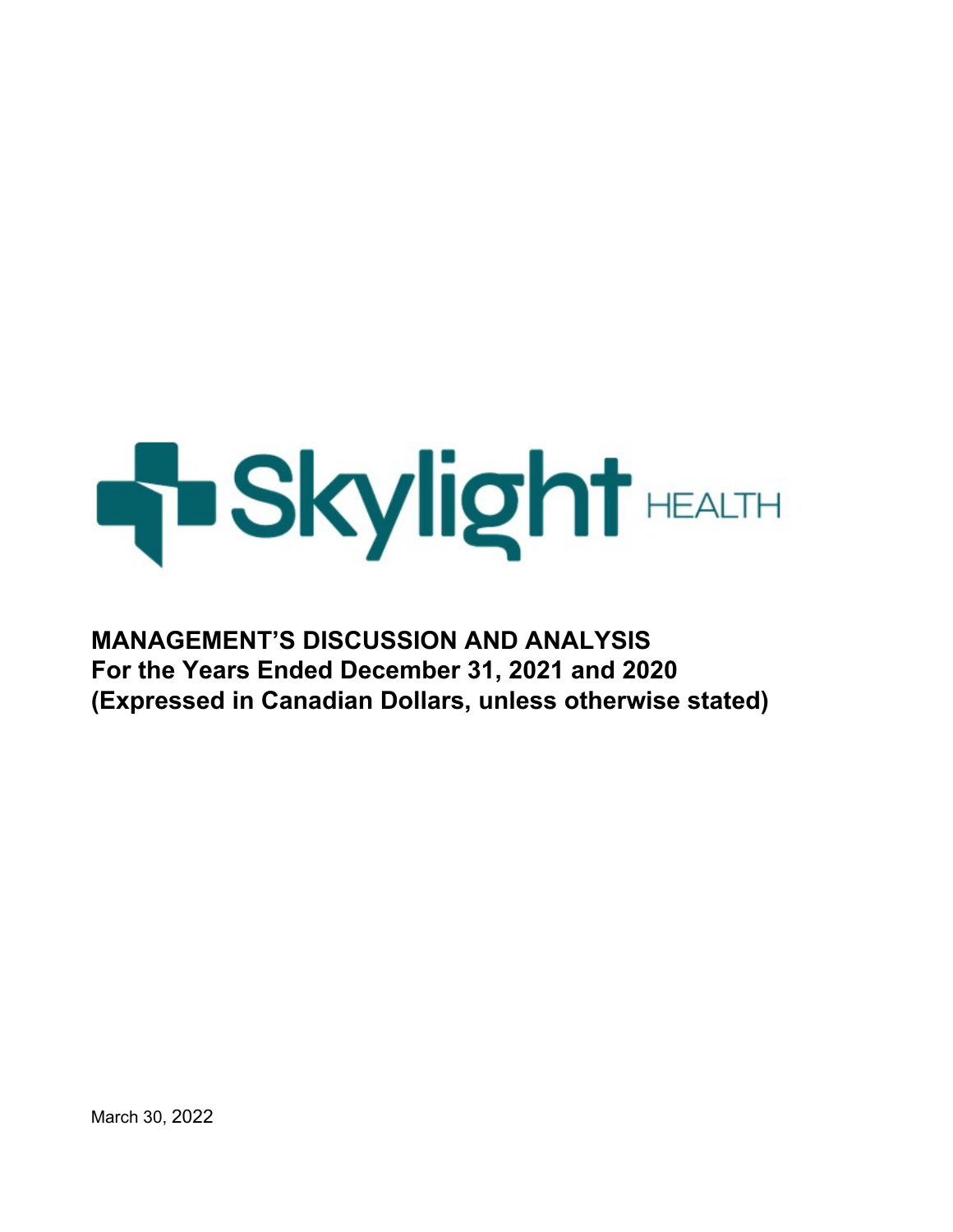Skylight HEALTH

# MANAGEMENT'S DISCUSSION AND ANALYSIS
## For the Years Ended December 31, 2021 and 2020
## (Expressed in Canadian Dollars, unless otherwise stated)

March 30, 2022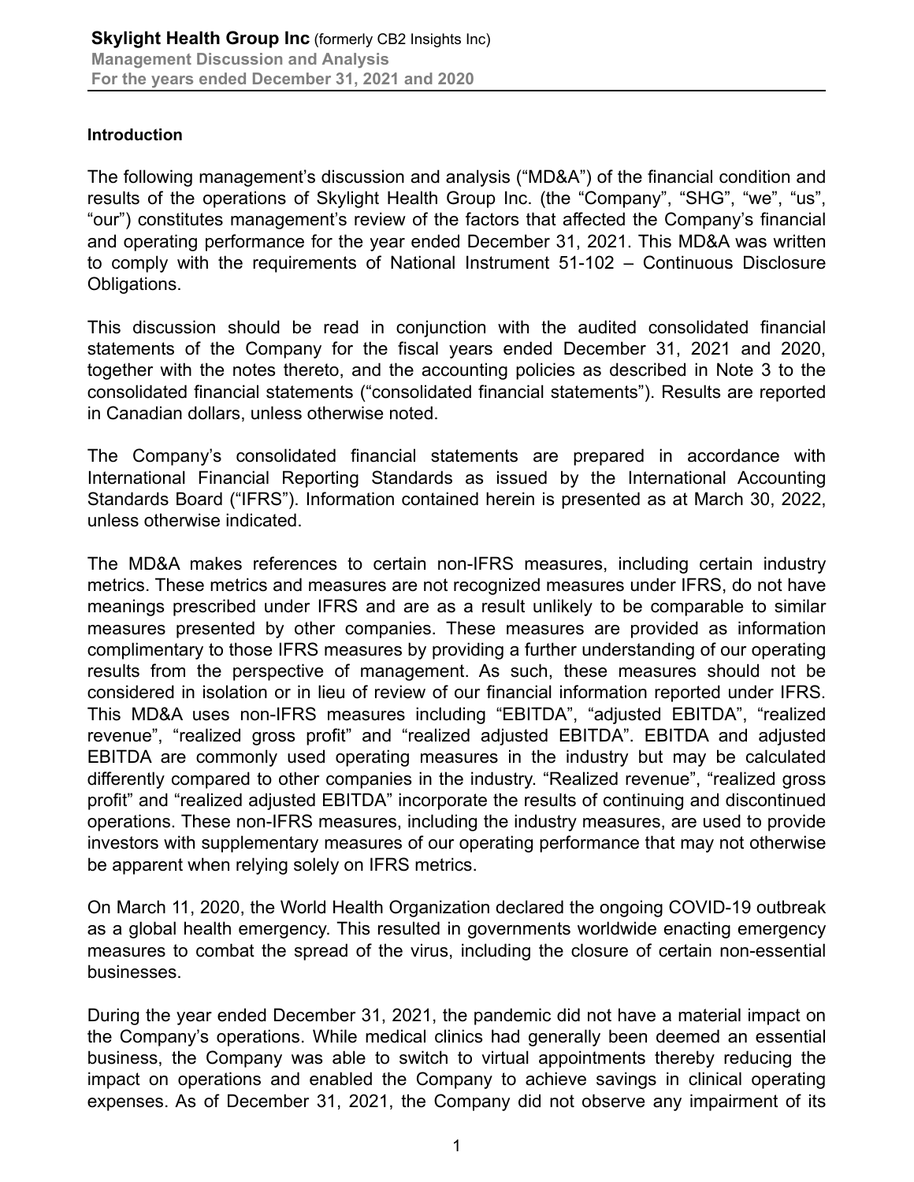## Introduction

The following management's discussion and analysis ("MD&A") of the financial condition and results of the operations of Skylight Health Group Inc. (the "Company", "SHG", "we", "us", "our") constitutes management's review of the factors that affected the Company's financial and operating performance for the year ended December 31, 2021. This MD&A was written to comply with the requirements of National Instrument 51-102 – Continuous Disclosure Obligations.

This discussion should be read in conjunction with the audited consolidated financial statements of the Company for the fiscal years ended December 31, 2021 and 2020, together with the notes thereto, and the accounting policies as described in Note 3 to the consolidated financial statements ("consolidated financial statements"). Results are reported in Canadian dollars, unless otherwise noted.

The Company's consolidated financial statements are prepared in accordance with International Financial Reporting Standards as issued by the International Accounting Standards Board ("IFRS"). Information contained herein is presented as at March 30, 2022, unless otherwise indicated.

The MD&A makes references to certain non-IFRS measures, including certain industry metrics. These metrics and measures are not recognized measures under IFRS, do not have meanings prescribed under IFRS and are as a result unlikely to be comparable to similar measures presented by other companies. These measures are provided as information complimentary to those IFRS measures by providing a further understanding of our operating results from the perspective of management. As such, these measures should not be considered in isolation or in lieu of review of our financial information reported under IFRS. This MD&A uses non-IFRS measures including "EBITDA", "adjusted EBITDA", "realized revenue", "realized gross profit" and "realized adjusted EBITDA". EBITDA and adjusted EBITDA are commonly used operating measures in the industry but may be calculated differently compared to other companies in the industry. "Realized revenue", "realized gross profit" and "realized adjusted EBITDA" incorporate the results of continuing and discontinued operations. These non-IFRS measures, including the industry measures, are used to provide investors with supplementary measures of our operating performance that may not otherwise be apparent when relying solely on IFRS metrics.

On March 11, 2020, the World Health Organization declared the ongoing COVID-19 outbreak as a global health emergency. This resulted in governments worldwide enacting emergency measures to combat the spread of the virus, including the closure of certain non-essential businesses.

During the year ended December 31, 2021, the pandemic did not have a material impact on the Company's operations. While medical clinics had generally been deemed an essential business, the Company was able to switch to virtual appointments thereby reducing the impact on operations and enabled the Company to achieve savings in clinical operating expenses. As of December 31, 2021, the Company did not observe any impairment of its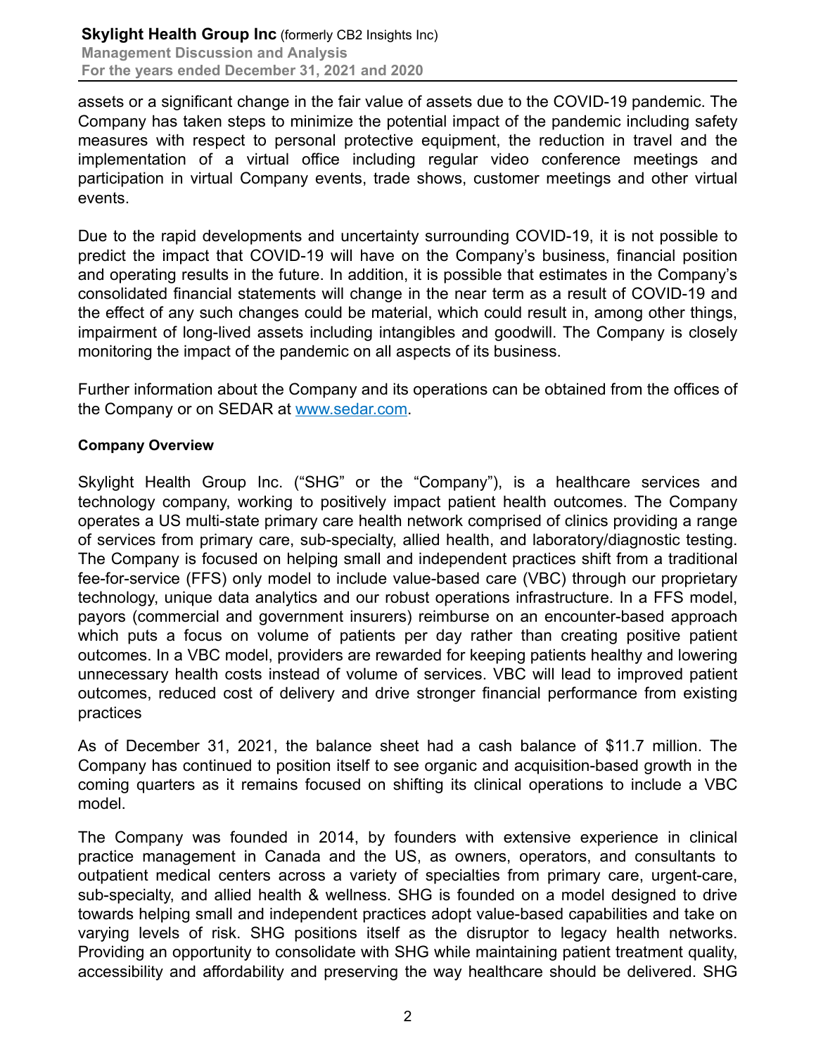assets or a significant change in the fair value of assets due to the COVID-19 pandemic. The Company has taken steps to minimize the potential impact of the pandemic including safety measures with respect to personal protective equipment, the reduction in travel and the implementation of a virtual office including regular video conference meetings and participation in virtual Company events, trade shows, customer meetings and other virtual events.

Due to the rapid developments and uncertainty surrounding COVID-19, it is not possible to predict the impact that COVID-19 will have on the Company's business, financial position and operating results in the future. In addition, it is possible that estimates in the Company's consolidated financial statements will change in the near term as a result of COVID-19 and the effect of any such changes could be material, which could result in, among other things, impairment of long-lived assets including intangibles and goodwill. The Company is closely monitoring the impact of the pandemic on all aspects of its business.

Further information about the Company and its operations can be obtained from the offices of the Company or on SEDAR at [www.sedar.com](http://www.sedar.com).

**Company Overview**

Skylight Health Group Inc. ("SHG" or the "Company"), is a healthcare services and technology company, working to positively impact patient health outcomes. The Company operates a US multi-state primary care health network comprised of clinics providing a range of services from primary care, sub-specialty, allied health, and laboratory/diagnostic testing. The Company is focused on helping small and independent practices shift from a traditional fee-for-service (FFS) only model to include value-based care (VBC) through our proprietary technology, unique data analytics and our robust operations infrastructure. In a FFS model, payors (commercial and government insurers) reimburse on an encounter-based approach which puts a focus on volume of patients per day rather than creating positive patient outcomes. In a VBC model, providers are rewarded for keeping patients healthy and lowering unnecessary health costs instead of volume of services. VBC will lead to improved patient outcomes, reduced cost of delivery and drive stronger financial performance from existing practices

As of December 31, 2021, the balance sheet had a cash balance of $11.7 million. The Company has continued to position itself to see organic and acquisition-based growth in the coming quarters as it remains focused on shifting its clinical operations to include a VBC model.

The Company was founded in 2014, by founders with extensive experience in clinical practice management in Canada and the US, as owners, operators, and consultants to outpatient medical centers across a variety of specialties from primary care, urgent-care, sub-specialty, and allied health & wellness. SHG is founded on a model designed to drive towards helping small and independent practices adopt value-based capabilities and take on varying levels of risk. SHG positions itself as the disruptor to legacy health networks. Providing an opportunity to consolidate with SHG while maintaining patient treatment quality, accessibility and affordability and preserving the way healthcare should be delivered. SHG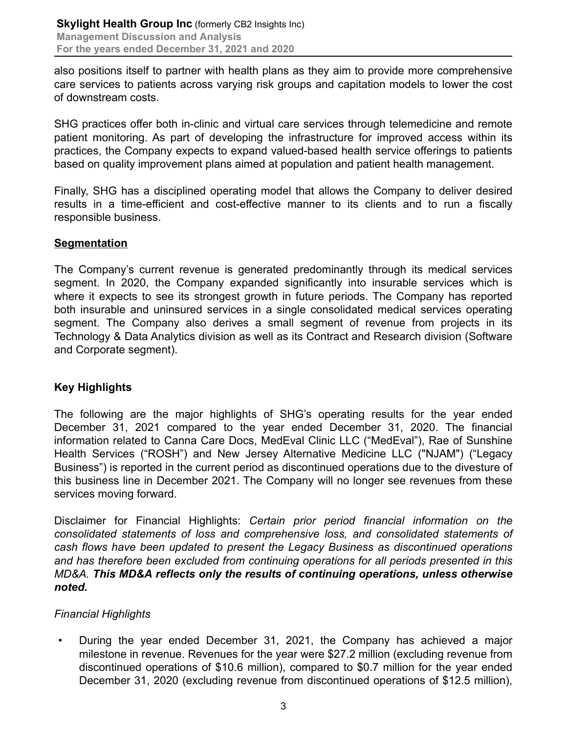also positions itself to partner with health plans as they aim to provide more comprehensive care services to patients across varying risk groups and capitation models to lower the cost of downstream costs.

SHG practices offer both in-clinic and virtual care services through telemedicine and remote patient monitoring. As part of developing the infrastructure for improved access within its practices, the Company expects to expand valued-based health service offerings to patients based on quality improvement plans aimed at population and patient health management.

Finally, SHG has a disciplined operating model that allows the Company to deliver desired results in a time-efficient and cost-effective manner to its clients and to run a fiscally responsible business.

## Segmentation

The Company's current revenue is generated predominantly through its medical services segment. In 2020, the Company expanded significantly into insurable services which is where it expects to see its strongest growth in future periods. The Company has reported both insurable and uninsured services in a single consolidated medical services operating segment. The Company also derives a small segment of revenue from projects in its Technology & Data Analytics division as well as its Contract and Research division (Software and Corporate segment).

## Key Highlights

The following are the major highlights of SHG's operating results for the year ended December 31, 2021 compared to the year ended December 31, 2020. The financial information related to Canna Care Docs, MedEval Clinic LLC ("MedEval"), Rae of Sunshine Health Services ("ROSH") and New Jersey Alternative Medicine LLC ("NJAM") ("Legacy Business") is reported in the current period as discontinued operations due to the divesture of this business line in December 2021. The Company will no longer see revenues from these services moving forward.

Disclaimer for Financial Highlights: *Certain prior period financial information on the consolidated statements of loss and comprehensive loss, and consolidated statements of cash flows have been updated to present the Legacy Business as discontinued operations and has therefore been excluded from continuing operations for all periods presented in this MD&A.* ***This MD&A reflects only the results of continuing operations, unless otherwise noted.***

### *Financial Highlights*

- During the year ended December 31, 2021, the Company has achieved a major milestone in revenue. Revenues for the year were $27.2 million (excluding revenue from discontinued operations of $10.6 million), compared to $0.7 million for the year ended December 31, 2020 (excluding revenue from discontinued operations of $12.5 million),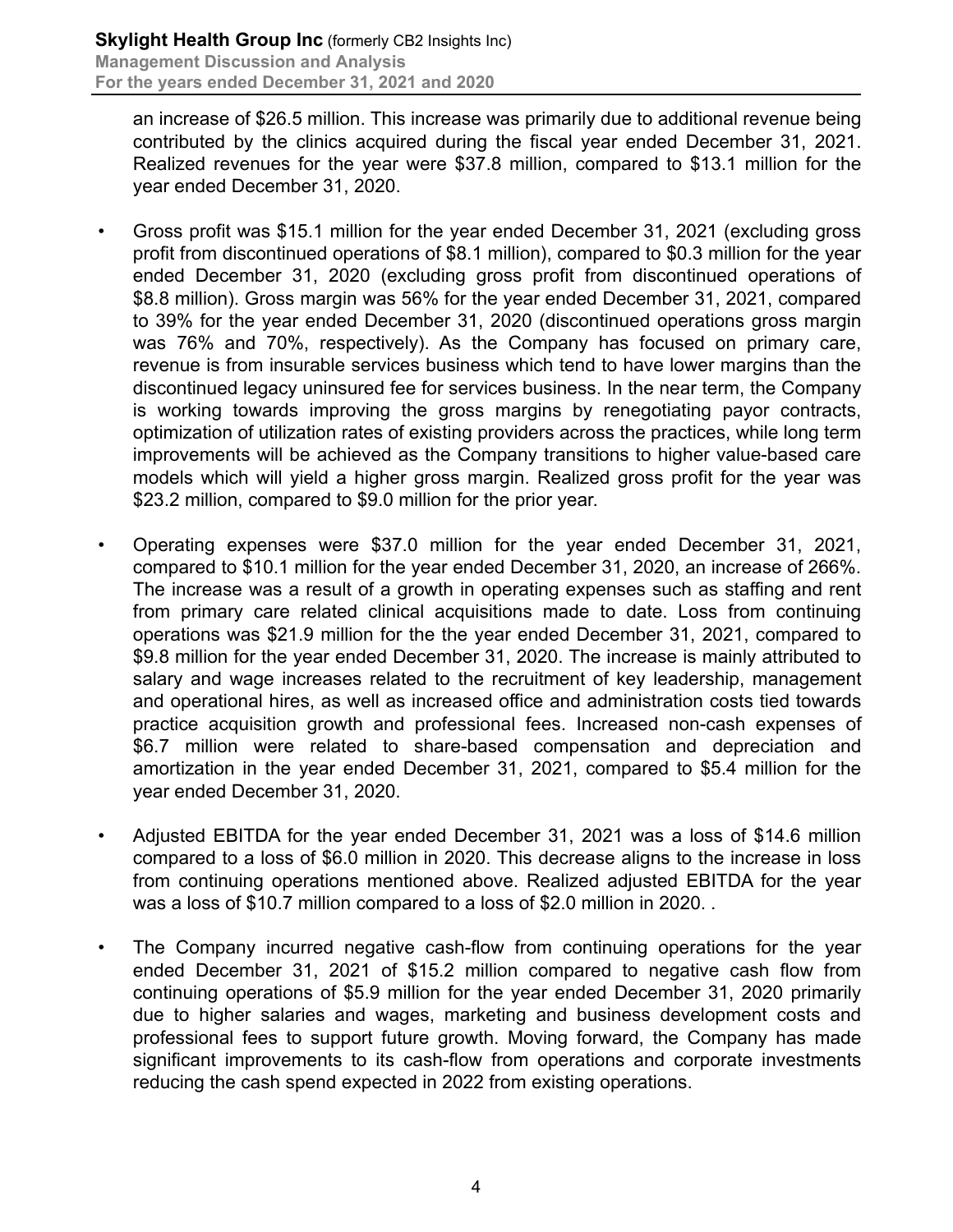an increase of $26.5 million. This increase was primarily due to additional revenue being contributed by the clinics acquired during the fiscal year ended December 31, 2021. Realized revenues for the year were $37.8 million, compared to $13.1 million for the year ended December 31, 2020.

- Gross profit was $15.1 million for the year ended December 31, 2021 (excluding gross profit from discontinued operations of $8.1 million), compared to $0.3 million for the year ended December 31, 2020 (excluding gross profit from discontinued operations of $8.8 million). Gross margin was 56% for the year ended December 31, 2021, compared to 39% for the year ended December 31, 2020 (discontinued operations gross margin was 76% and 70%, respectively). As the Company has focused on primary care, revenue is from insurable services business which tend to have lower margins than the discontinued legacy uninsured fee for services business. In the near term, the Company is working towards improving the gross margins by renegotiating payor contracts, optimization of utilization rates of existing providers across the practices, while long term improvements will be achieved as the Company transitions to higher value-based care models which will yield a higher gross margin. Realized gross profit for the year was $23.2 million, compared to $9.0 million for the prior year.

- Operating expenses were $37.0 million for the year ended December 31, 2021, compared to $10.1 million for the year ended December 31, 2020, an increase of 266%. The increase was a result of a growth in operating expenses such as staffing and rent from primary care related clinical acquisitions made to date. Loss from continuing operations was $21.9 million for the the year ended December 31, 2021, compared to $9.8 million for the year ended December 31, 2020. The increase is mainly attributed to salary and wage increases related to the recruitment of key leadership, management and operational hires, as well as increased office and administration costs tied towards practice acquisition growth and professional fees. Increased non-cash expenses of $6.7 million were related to share-based compensation and depreciation and amortization in the year ended December 31, 2021, compared to $5.4 million for the year ended December 31, 2020.

- Adjusted EBITDA for the year ended December 31, 2021 was a loss of $14.6 million compared to a loss of $6.0 million in 2020. This decrease aligns to the increase in loss from continuing operations mentioned above. Realized adjusted EBITDA for the year was a loss of $10.7 million compared to a loss of $2.0 million in 2020. .

- The Company incurred negative cash-flow from continuing operations for the year ended December 31, 2021 of $15.2 million compared to negative cash flow from continuing operations of $5.9 million for the year ended December 31, 2020 primarily due to higher salaries and wages, marketing and business development costs and professional fees to support future growth. Moving forward, the Company has made significant improvements to its cash-flow from operations and corporate investments reducing the cash spend expected in 2022 from existing operations.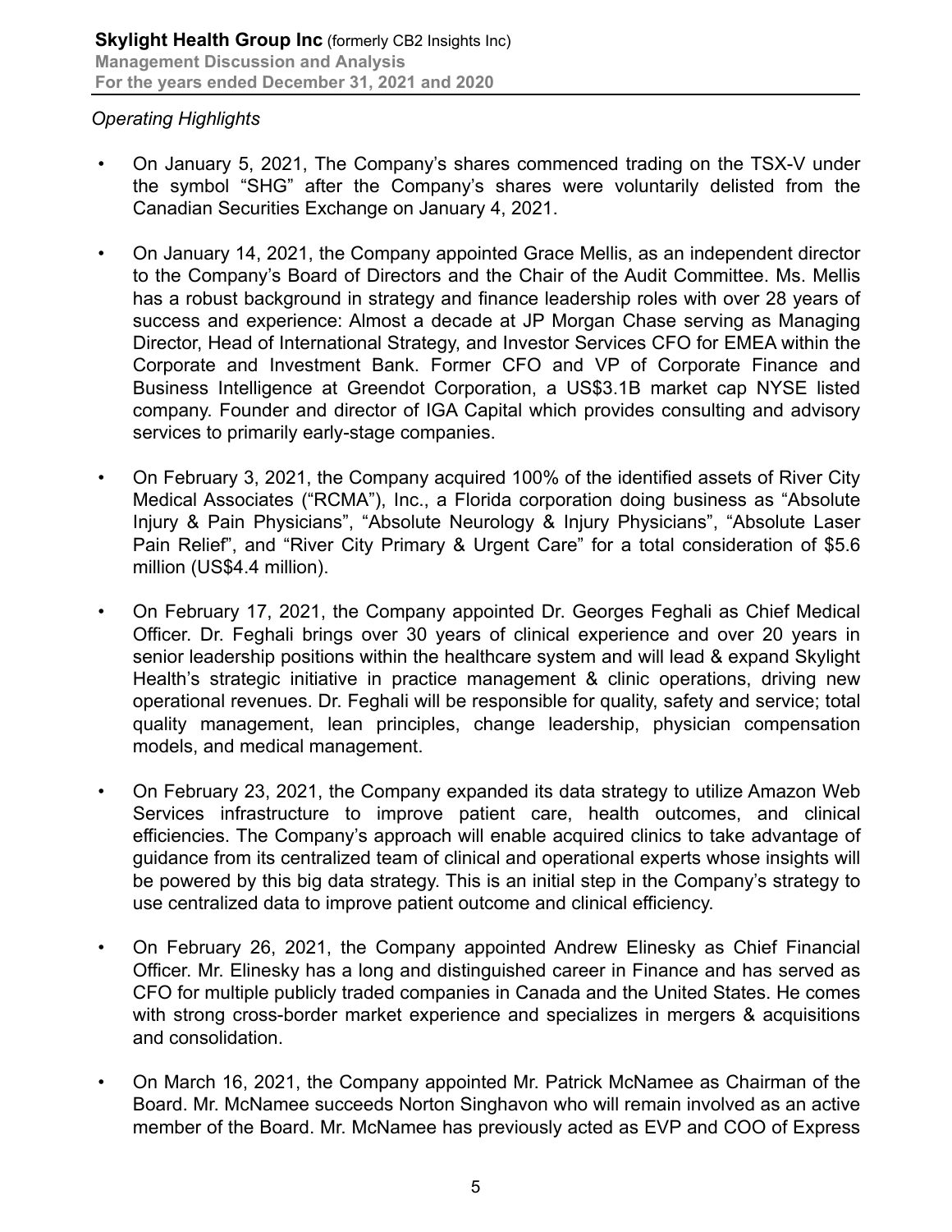*Operating Highlights*

- On January 5, 2021, The Company's shares commenced trading on the TSX-V under the symbol "SHG" after the Company's shares were voluntarily delisted from the Canadian Securities Exchange on January 4, 2021.

- On January 14, 2021, the Company appointed Grace Mellis, as an independent director to the Company's Board of Directors and the Chair of the Audit Committee. Ms. Mellis has a robust background in strategy and finance leadership roles with over 28 years of success and experience: Almost a decade at JP Morgan Chase serving as Managing Director, Head of International Strategy, and Investor Services CFO for EMEA within the Corporate and Investment Bank. Former CFO and VP of Corporate Finance and Business Intelligence at Greendot Corporation, a US$3.1B market cap NYSE listed company. Founder and director of IGA Capital which provides consulting and advisory services to primarily early-stage companies.

- On February 3, 2021, the Company acquired 100% of the identified assets of River City Medical Associates ("RCMA"), Inc., a Florida corporation doing business as "Absolute Injury & Pain Physicians", "Absolute Neurology & Injury Physicians", "Absolute Laser Pain Relief", and "River City Primary & Urgent Care" for a total consideration of $5.6 million (US$4.4 million).

- On February 17, 2021, the Company appointed Dr. Georges Feghali as Chief Medical Officer. Dr. Feghali brings over 30 years of clinical experience and over 20 years in senior leadership positions within the healthcare system and will lead & expand Skylight Health's strategic initiative in practice management & clinic operations, driving new operational revenues. Dr. Feghali will be responsible for quality, safety and service; total quality management, lean principles, change leadership, physician compensation models, and medical management.

- On February 23, 2021, the Company expanded its data strategy to utilize Amazon Web Services infrastructure to improve patient care, health outcomes, and clinical efficiencies. The Company's approach will enable acquired clinics to take advantage of guidance from its centralized team of clinical and operational experts whose insights will be powered by this big data strategy. This is an initial step in the Company's strategy to use centralized data to improve patient outcome and clinical efficiency.

- On February 26, 2021, the Company appointed Andrew Elinesky as Chief Financial Officer. Mr. Elinesky has a long and distinguished career in Finance and has served as CFO for multiple publicly traded companies in Canada and the United States. He comes with strong cross-border market experience and specializes in mergers & acquisitions and consolidation.

- On March 16, 2021, the Company appointed Mr. Patrick McNamee as Chairman of the Board. Mr. McNamee succeeds Norton Singhavon who will remain involved as an active member of the Board. Mr. McNamee has previously acted as EVP and COO of Express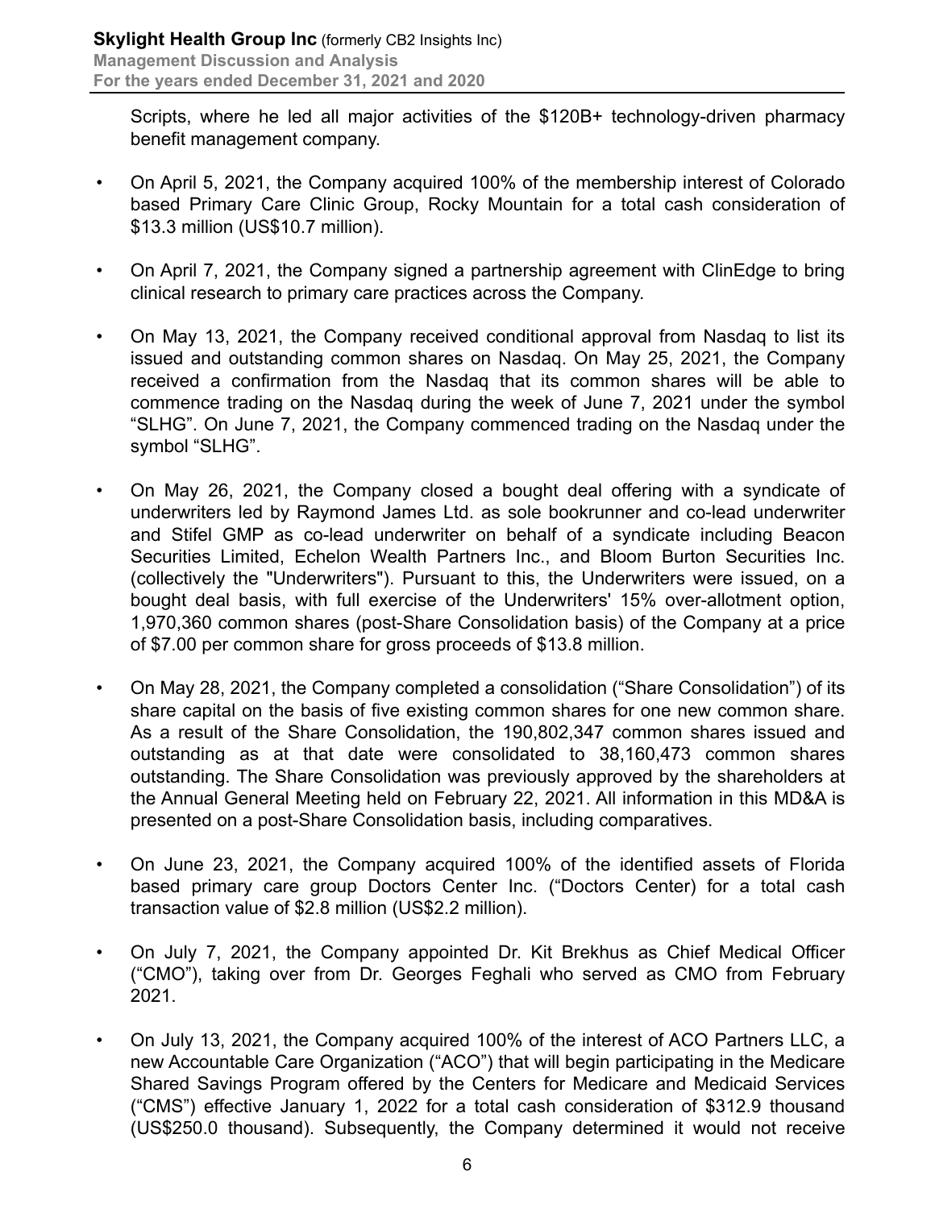Scripts, where he led all major activities of the $120B+ technology-driven pharmacy benefit management company.

- On April 5, 2021, the Company acquired 100% of the membership interest of Colorado based Primary Care Clinic Group, Rocky Mountain for a total cash consideration of $13.3 million (US$10.7 million).
- On April 7, 2021, the Company signed a partnership agreement with ClinEdge to bring clinical research to primary care practices across the Company.
- On May 13, 2021, the Company received conditional approval from Nasdaq to list its issued and outstanding common shares on Nasdaq. On May 25, 2021, the Company received a confirmation from the Nasdaq that its common shares will be able to commence trading on the Nasdaq during the week of June 7, 2021 under the symbol "SLHG". On June 7, 2021, the Company commenced trading on the Nasdaq under the symbol "SLHG".
- On May 26, 2021, the Company closed a bought deal offering with a syndicate of underwriters led by Raymond James Ltd. as sole bookrunner and co-lead underwriter and Stifel GMP as co-lead underwriter on behalf of a syndicate including Beacon Securities Limited, Echelon Wealth Partners Inc., and Bloom Burton Securities Inc. (collectively the "Underwriters"). Pursuant to this, the Underwriters were issued, on a bought deal basis, with full exercise of the Underwriters' 15% over-allotment option, 1,970,360 common shares (post-Share Consolidation basis) of the Company at a price of $7.00 per common share for gross proceeds of $13.8 million.
- On May 28, 2021, the Company completed a consolidation ("Share Consolidation") of its share capital on the basis of five existing common shares for one new common share. As a result of the Share Consolidation, the 190,802,347 common shares issued and outstanding as at that date were consolidated to 38,160,473 common shares outstanding. The Share Consolidation was previously approved by the shareholders at the Annual General Meeting held on February 22, 2021. All information in this MD&A is presented on a post-Share Consolidation basis, including comparatives.
- On June 23, 2021, the Company acquired 100% of the identified assets of Florida based primary care group Doctors Center Inc. ("Doctors Center) for a total cash transaction value of $2.8 million (US$2.2 million).
- On July 7, 2021, the Company appointed Dr. Kit Brekhus as Chief Medical Officer ("CMO"), taking over from Dr. Georges Feghali who served as CMO from February 2021.
- On July 13, 2021, the Company acquired 100% of the interest of ACO Partners LLC, a new Accountable Care Organization ("ACO") that will begin participating in the Medicare Shared Savings Program offered by the Centers for Medicare and Medicaid Services ("CMS") effective January 1, 2022 for a total cash consideration of $312.9 thousand (US$250.0 thousand). Subsequently, the Company determined it would not receive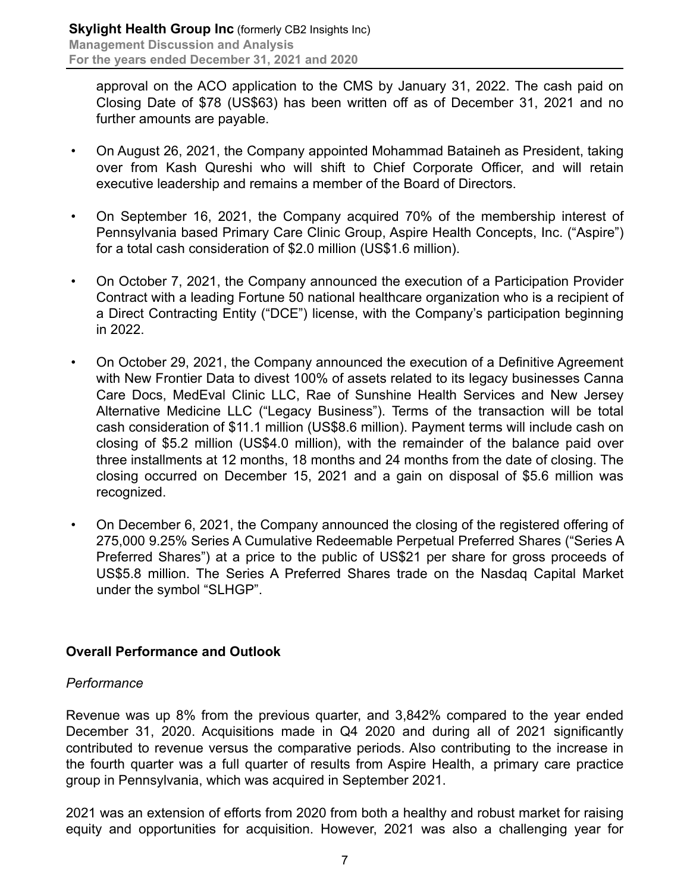approval on the ACO application to the CMS by January 31, 2022. The cash paid on Closing Date of $78 (US$63) has been written off as of December 31, 2021 and no further amounts are payable.

- On August 26, 2021, the Company appointed Mohammad Bataineh as President, taking over from Kash Qureshi who will shift to Chief Corporate Officer, and will retain executive leadership and remains a member of the Board of Directors.
- On September 16, 2021, the Company acquired 70% of the membership interest of Pennsylvania based Primary Care Clinic Group, Aspire Health Concepts, Inc. ("Aspire") for a total cash consideration of $2.0 million (US$1.6 million).
- On October 7, 2021, the Company announced the execution of a Participation Provider Contract with a leading Fortune 50 national healthcare organization who is a recipient of a Direct Contracting Entity ("DCE") license, with the Company's participation beginning in 2022.
- On October 29, 2021, the Company announced the execution of a Definitive Agreement with New Frontier Data to divest 100% of assets related to its legacy businesses Canna Care Docs, MedEval Clinic LLC, Rae of Sunshine Health Services and New Jersey Alternative Medicine LLC ("Legacy Business"). Terms of the transaction will be total cash consideration of $11.1 million (US$8.6 million). Payment terms will include cash on closing of $5.2 million (US$4.0 million), with the remainder of the balance paid over three installments at 12 months, 18 months and 24 months from the date of closing. The closing occurred on December 15, 2021 and a gain on disposal of $5.6 million was recognized.
- On December 6, 2021, the Company announced the closing of the registered offering of 275,000 9.25% Series A Cumulative Redeemable Perpetual Preferred Shares ("Series A Preferred Shares") at a price to the public of US$21 per share for gross proceeds of US$5.8 million. The Series A Preferred Shares trade on the Nasdaq Capital Market under the symbol "SLHGP".

## Overall Performance and Outlook

*Performance*

Revenue was up 8% from the previous quarter, and 3,842% compared to the year ended December 31, 2020. Acquisitions made in Q4 2020 and during all of 2021 significantly contributed to revenue versus the comparative periods. Also contributing to the increase in the fourth quarter was a full quarter of results from Aspire Health, a primary care practice group in Pennsylvania, which was acquired in September 2021.

2021 was an extension of efforts from 2020 from both a healthy and robust market for raising equity and opportunities for acquisition. However, 2021 was also a challenging year for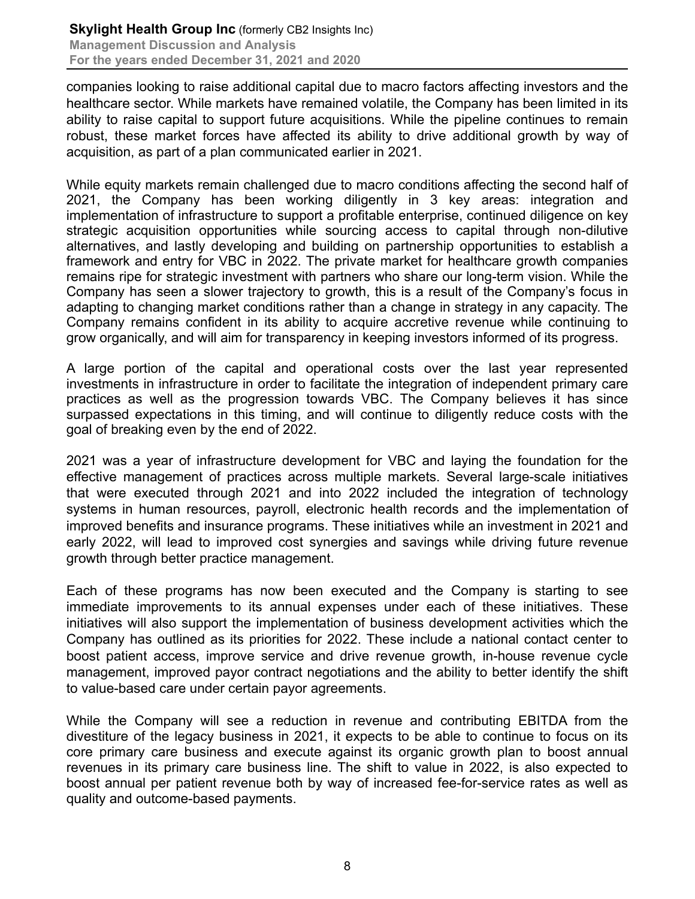companies looking to raise additional capital due to macro factors affecting investors and the healthcare sector. While markets have remained volatile, the Company has been limited in its ability to raise capital to support future acquisitions. While the pipeline continues to remain robust, these market forces have affected its ability to drive additional growth by way of acquisition, as part of a plan communicated earlier in 2021.

While equity markets remain challenged due to macro conditions affecting the second half of 2021, the Company has been working diligently in 3 key areas: integration and implementation of infrastructure to support a profitable enterprise, continued diligence on key strategic acquisition opportunities while sourcing access to capital through non-dilutive alternatives, and lastly developing and building on partnership opportunities to establish a framework and entry for VBC in 2022. The private market for healthcare growth companies remains ripe for strategic investment with partners who share our long-term vision. While the Company has seen a slower trajectory to growth, this is a result of the Company's focus in adapting to changing market conditions rather than a change in strategy in any capacity. The Company remains confident in its ability to acquire accretive revenue while continuing to grow organically, and will aim for transparency in keeping investors informed of its progress.

A large portion of the capital and operational costs over the last year represented investments in infrastructure in order to facilitate the integration of independent primary care practices as well as the progression towards VBC. The Company believes it has since surpassed expectations in this timing, and will continue to diligently reduce costs with the goal of breaking even by the end of 2022.

2021 was a year of infrastructure development for VBC and laying the foundation for the effective management of practices across multiple markets. Several large-scale initiatives that were executed through 2021 and into 2022 included the integration of technology systems in human resources, payroll, electronic health records and the implementation of improved benefits and insurance programs. These initiatives while an investment in 2021 and early 2022, will lead to improved cost synergies and savings while driving future revenue growth through better practice management.

Each of these programs has now been executed and the Company is starting to see immediate improvements to its annual expenses under each of these initiatives. These initiatives will also support the implementation of business development activities which the Company has outlined as its priorities for 2022. These include a national contact center to boost patient access, improve service and drive revenue growth, in-house revenue cycle management, improved payor contract negotiations and the ability to better identify the shift to value-based care under certain payor agreements.

While the Company will see a reduction in revenue and contributing EBITDA from the divestiture of the legacy business in 2021, it expects to be able to continue to focus on its core primary care business and execute against its organic growth plan to boost annual revenues in its primary care business line. The shift to value in 2022, is also expected to boost annual per patient revenue both by way of increased fee-for-service rates as well as quality and outcome-based payments.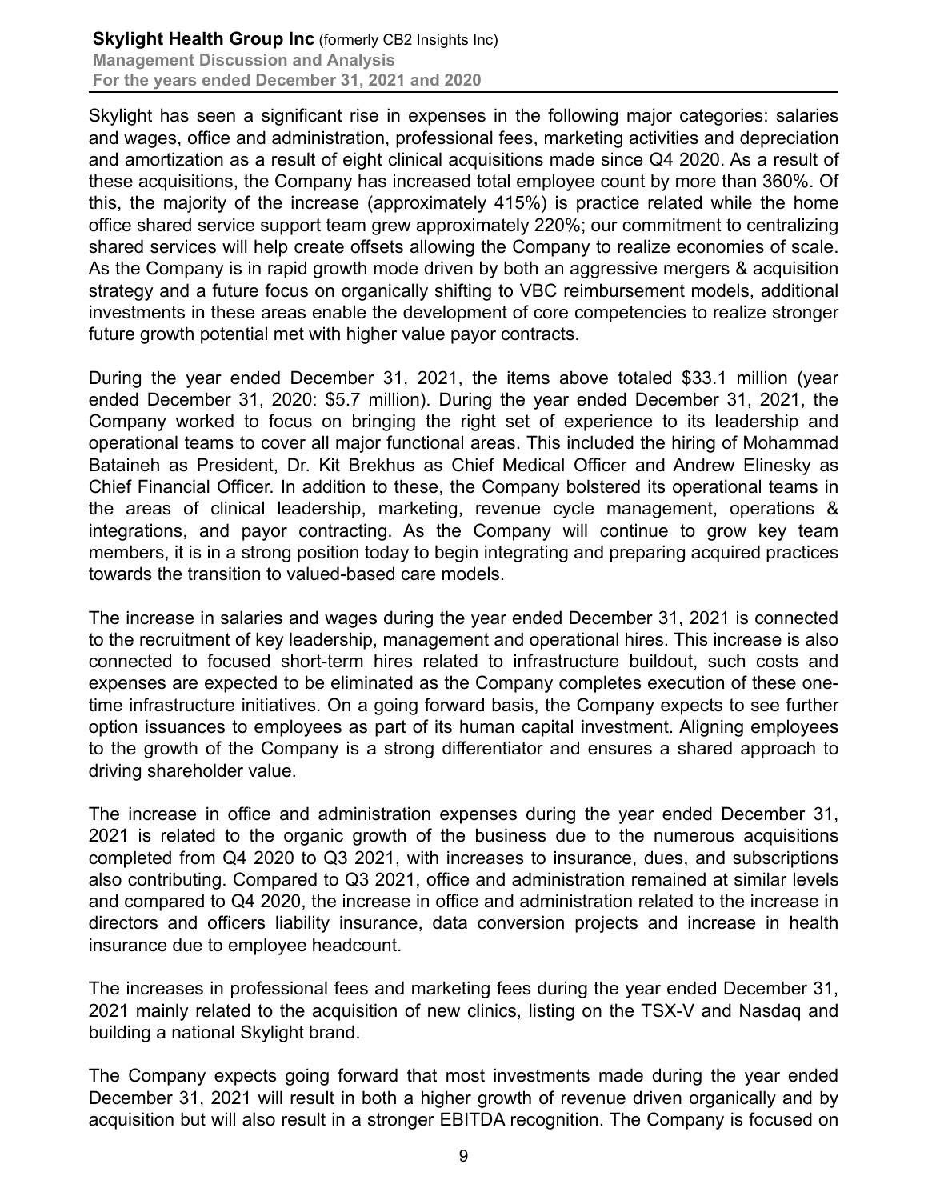Skylight has seen a significant rise in expenses in the following major categories: salaries and wages, office and administration, professional fees, marketing activities and depreciation and amortization as a result of eight clinical acquisitions made since Q4 2020. As a result of these acquisitions, the Company has increased total employee count by more than 360%. Of this, the majority of the increase (approximately 415%) is practice related while the home office shared service support team grew approximately 220%; our commitment to centralizing shared services will help create offsets allowing the Company to realize economies of scale. As the Company is in rapid growth mode driven by both an aggressive mergers & acquisition strategy and a future focus on organically shifting to VBC reimbursement models, additional investments in these areas enable the development of core competencies to realize stronger future growth potential met with higher value payor contracts.

During the year ended December 31, 2021, the items above totaled $33.1 million (year ended December 31, 2020: $5.7 million). During the year ended December 31, 2021, the Company worked to focus on bringing the right set of experience to its leadership and operational teams to cover all major functional areas. This included the hiring of Mohammad Bataineh as President, Dr. Kit Brekhus as Chief Medical Officer and Andrew Elinesky as Chief Financial Officer. In addition to these, the Company bolstered its operational teams in the areas of clinical leadership, marketing, revenue cycle management, operations & integrations, and payor contracting. As the Company will continue to grow key team members, it is in a strong position today to begin integrating and preparing acquired practices towards the transition to valued-based care models.

The increase in salaries and wages during the year ended December 31, 2021 is connected to the recruitment of key leadership, management and operational hires. This increase is also connected to focused short-term hires related to infrastructure buildout, such costs and expenses are expected to be eliminated as the Company completes execution of these one-time infrastructure initiatives. On a going forward basis, the Company expects to see further option issuances to employees as part of its human capital investment. Aligning employees to the growth of the Company is a strong differentiator and ensures a shared approach to driving shareholder value.

The increase in office and administration expenses during the year ended December 31, 2021 is related to the organic growth of the business due to the numerous acquisitions completed from Q4 2020 to Q3 2021, with increases to insurance, dues, and subscriptions also contributing. Compared to Q3 2021, office and administration remained at similar levels and compared to Q4 2020, the increase in office and administration related to the increase in directors and officers liability insurance, data conversion projects and increase in health insurance due to employee headcount.

The increases in professional fees and marketing fees during the year ended December 31, 2021 mainly related to the acquisition of new clinics, listing on the TSX-V and Nasdaq and building a national Skylight brand.

The Company expects going forward that most investments made during the year ended December 31, 2021 will result in both a higher growth of revenue driven organically and by acquisition but will also result in a stronger EBITDA recognition. The Company is focused on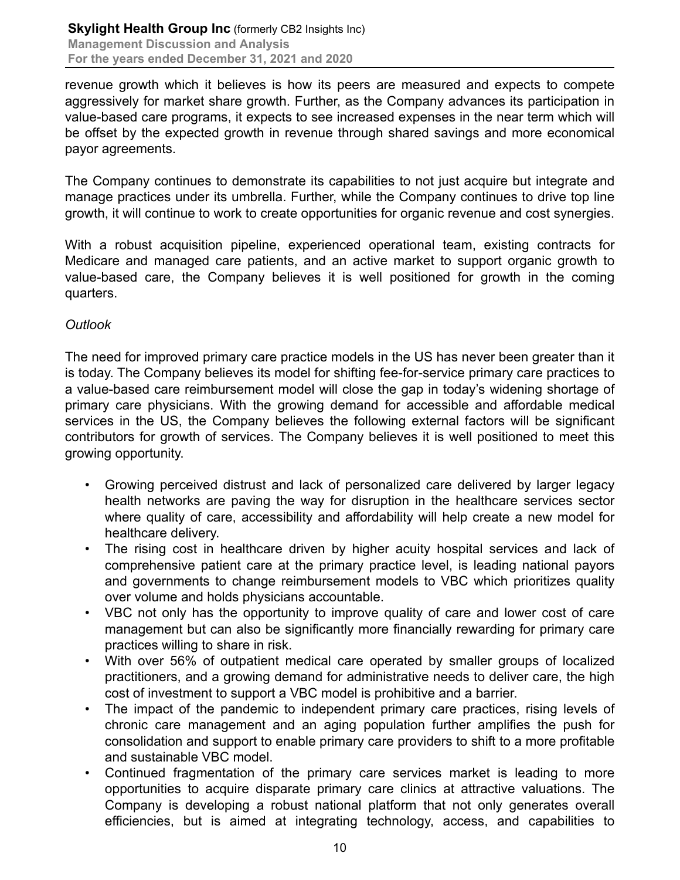revenue growth which it believes is how its peers are measured and expects to compete aggressively for market share growth. Further, as the Company advances its participation in value-based care programs, it expects to see increased expenses in the near term which will be offset by the expected growth in revenue through shared savings and more economical payor agreements.

The Company continues to demonstrate its capabilities to not just acquire but integrate and manage practices under its umbrella. Further, while the Company continues to drive top line growth, it will continue to work to create opportunities for organic revenue and cost synergies.

With a robust acquisition pipeline, experienced operational team, existing contracts for Medicare and managed care patients, and an active market to support organic growth to value-based care, the Company believes it is well positioned for growth in the coming quarters.

*Outlook*

The need for improved primary care practice models in the US has never been greater than it is today. The Company believes its model for shifting fee-for-service primary care practices to a value-based care reimbursement model will close the gap in today's widening shortage of primary care physicians. With the growing demand for accessible and affordable medical services in the US, the Company believes the following external factors will be significant contributors for growth of services. The Company believes it is well positioned to meet this growing opportunity.

- Growing perceived distrust and lack of personalized care delivered by larger legacy health networks are paving the way for disruption in the healthcare services sector where quality of care, accessibility and affordability will help create a new model for healthcare delivery.
- The rising cost in healthcare driven by higher acuity hospital services and lack of comprehensive patient care at the primary practice level, is leading national payors and governments to change reimbursement models to VBC which prioritizes quality over volume and holds physicians accountable.
- VBC not only has the opportunity to improve quality of care and lower cost of care management but can also be significantly more financially rewarding for primary care practices willing to share in risk.
- With over 56% of outpatient medical care operated by smaller groups of localized practitioners, and a growing demand for administrative needs to deliver care, the high cost of investment to support a VBC model is prohibitive and a barrier.
- The impact of the pandemic to independent primary care practices, rising levels of chronic care management and an aging population further amplifies the push for consolidation and support to enable primary care providers to shift to a more profitable and sustainable VBC model.
- Continued fragmentation of the primary care services market is leading to more opportunities to acquire disparate primary care clinics at attractive valuations. The Company is developing a robust national platform that not only generates overall efficiencies, but is aimed at integrating technology, access, and capabilities to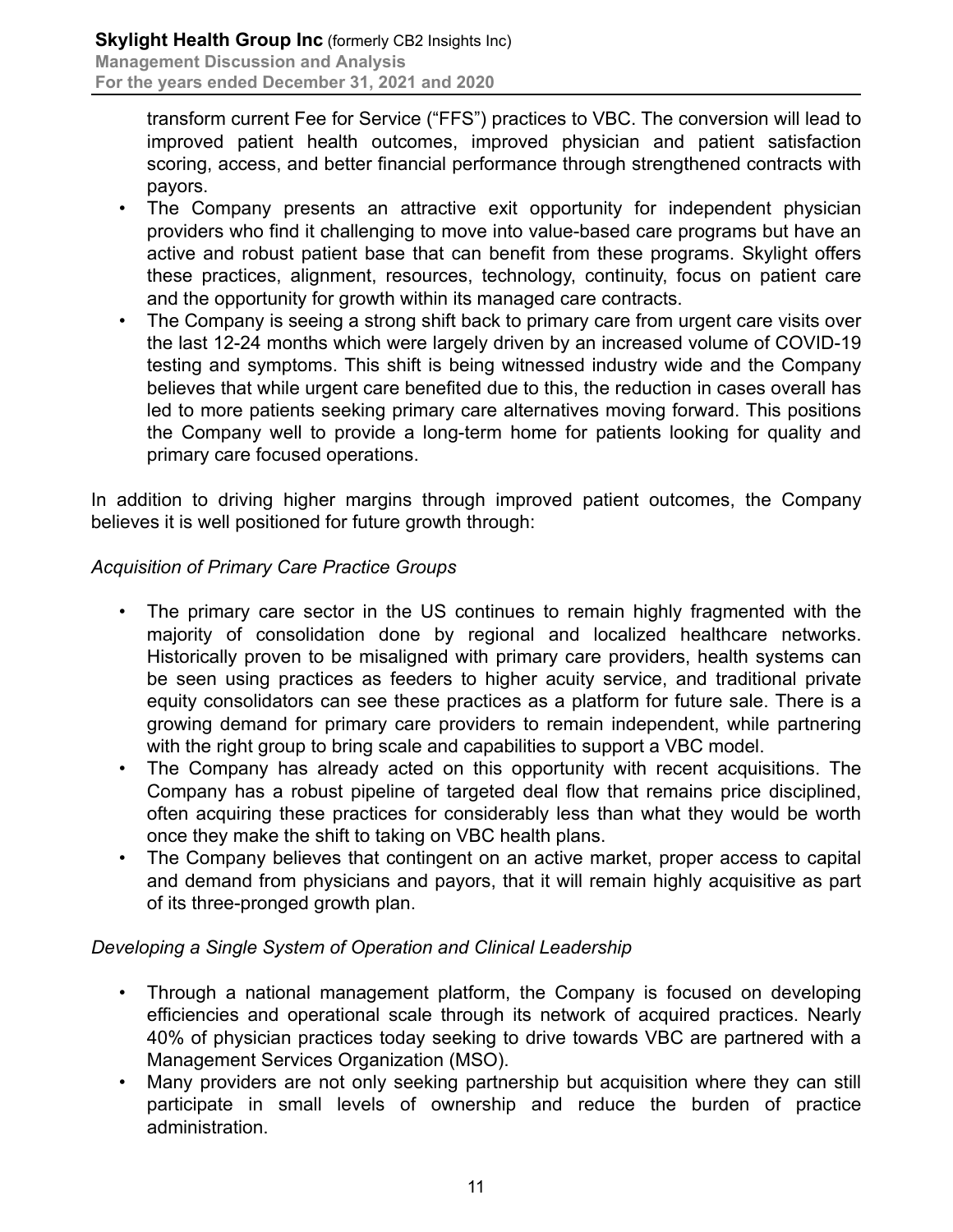transform current Fee for Service ("FFS") practices to VBC. The conversion will lead to improved patient health outcomes, improved physician and patient satisfaction scoring, access, and better financial performance through strengthened contracts with payors.

- The Company presents an attractive exit opportunity for independent physician providers who find it challenging to move into value-based care programs but have an active and robust patient base that can benefit from these programs. Skylight offers these practices, alignment, resources, technology, continuity, focus on patient care and the opportunity for growth within its managed care contracts.
- The Company is seeing a strong shift back to primary care from urgent care visits over the last 12-24 months which were largely driven by an increased volume of COVID-19 testing and symptoms. This shift is being witnessed industry wide and the Company believes that while urgent care benefited due to this, the reduction in cases overall has led to more patients seeking primary care alternatives moving forward. This positions the Company well to provide a long-term home for patients looking for quality and primary care focused operations.

In addition to driving higher margins through improved patient outcomes, the Company believes it is well positioned for future growth through:

*Acquisition of Primary Care Practice Groups*

- The primary care sector in the US continues to remain highly fragmented with the majority of consolidation done by regional and localized healthcare networks. Historically proven to be misaligned with primary care providers, health systems can be seen using practices as feeders to higher acuity service, and traditional private equity consolidators can see these practices as a platform for future sale. There is a growing demand for primary care providers to remain independent, while partnering with the right group to bring scale and capabilities to support a VBC model.
- The Company has already acted on this opportunity with recent acquisitions. The Company has a robust pipeline of targeted deal flow that remains price disciplined, often acquiring these practices for considerably less than what they would be worth once they make the shift to taking on VBC health plans.
- The Company believes that contingent on an active market, proper access to capital and demand from physicians and payors, that it will remain highly acquisitive as part of its three-pronged growth plan.

*Developing a Single System of Operation and Clinical Leadership*

- Through a national management platform, the Company is focused on developing efficiencies and operational scale through its network of acquired practices. Nearly 40% of physician practices today seeking to drive towards VBC are partnered with a Management Services Organization (MSO).
- Many providers are not only seeking partnership but acquisition where they can still participate in small levels of ownership and reduce the burden of practice administration.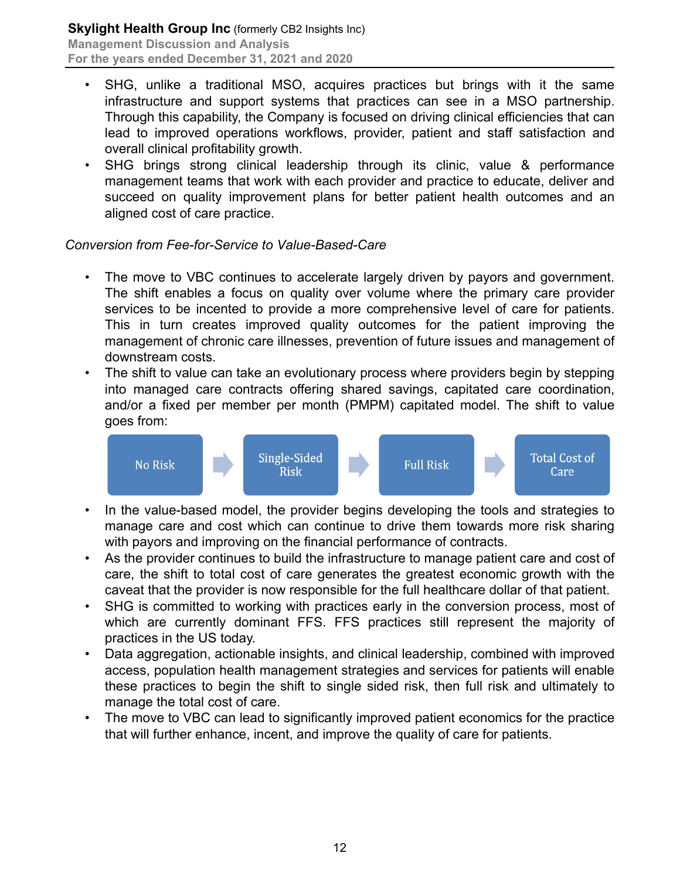- SHG, unlike a traditional MSO, acquires practices but brings with it the same infrastructure and support systems that practices can see in a MSO partnership. Through this capability, the Company is focused on driving clinical efficiencies that can lead to improved operations workflows, provider, patient and staff satisfaction and overall clinical profitability growth.
- SHG brings strong clinical leadership through its clinic, value & performance management teams that work with each provider and practice to educate, deliver and succeed on quality improvement plans for better patient health outcomes and an aligned cost of care practice.

*Conversion from Fee-for-Service to Value-Based-Care*

- The move to VBC continues to accelerate largely driven by payors and government. The shift enables a focus on quality over volume where the primary care provider services to be incented to provide a more comprehensive level of care for patients. This in turn creates improved quality outcomes for the patient improving the management of chronic care illnesses, prevention of future issues and management of downstream costs.
- The shift to value can take an evolutionary process where providers begin by stepping into managed care contracts offering shared savings, capitated care coordination, and/or a fixed per member per month (PMPM) capitated model. The shift to value goes from:

No Risk → Single-Sided Risk → Full Risk → Total Cost of Care

- In the value-based model, the provider begins developing the tools and strategies to manage care and cost which can continue to drive them towards more risk sharing with payors and improving on the financial performance of contracts.
- As the provider continues to build the infrastructure to manage patient care and cost of care, the shift to total cost of care generates the greatest economic growth with the caveat that the provider is now responsible for the full healthcare dollar of that patient.
- SHG is committed to working with practices early in the conversion process, most of which are currently dominant FFS. FFS practices still represent the majority of practices in the US today.
- Data aggregation, actionable insights, and clinical leadership, combined with improved access, population health management strategies and services for patients will enable these practices to begin the shift to single sided risk, then full risk and ultimately to manage the total cost of care.
- The move to VBC can lead to significantly improved patient economics for the practice that will further enhance, incent, and improve the quality of care for patients.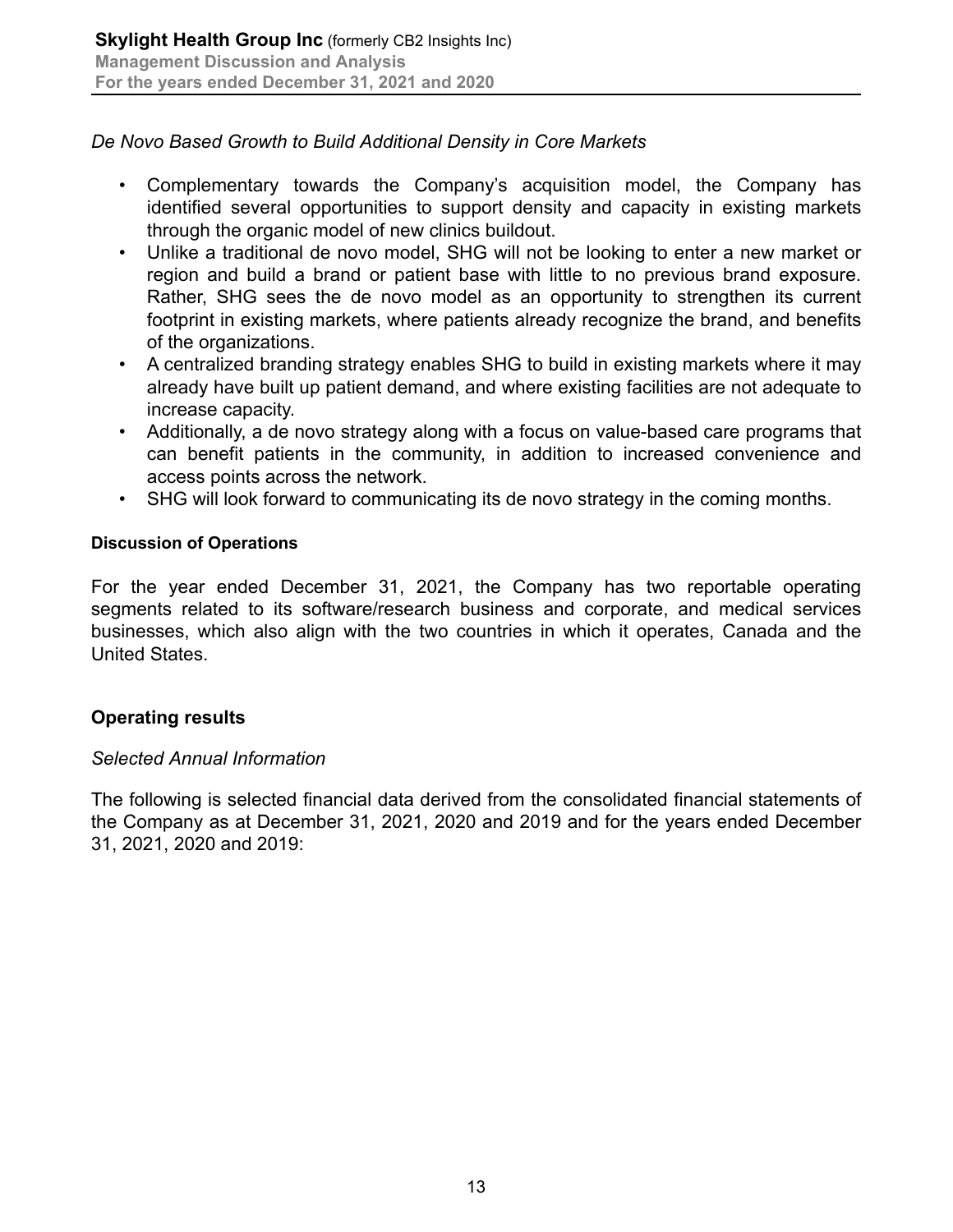*De Novo Based Growth to Build Additional Density in Core Markets*

- Complementary towards the Company's acquisition model, the Company has identified several opportunities to support density and capacity in existing markets through the organic model of new clinics buildout.
- Unlike a traditional de novo model, SHG will not be looking to enter a new market or region and build a brand or patient base with little to no previous brand exposure. Rather, SHG sees the de novo model as an opportunity to strengthen its current footprint in existing markets, where patients already recognize the brand, and benefits of the organizations.
- A centralized branding strategy enables SHG to build in existing markets where it may already have built up patient demand, and where existing facilities are not adequate to increase capacity.
- Additionally, a de novo strategy along with a focus on value-based care programs that can benefit patients in the community, in addition to increased convenience and access points across the network.
- SHG will look forward to communicating its de novo strategy in the coming months.

**Discussion of Operations**

For the year ended December 31, 2021, the Company has two reportable operating segments related to its software/research business and corporate, and medical services businesses, which also align with the two countries in which it operates, Canada and the United States.

## Operating results

*Selected Annual Information*

The following is selected financial data derived from the consolidated financial statements of the Company as at December 31, 2021, 2020 and 2019 and for the years ended December 31, 2021, 2020 and 2019: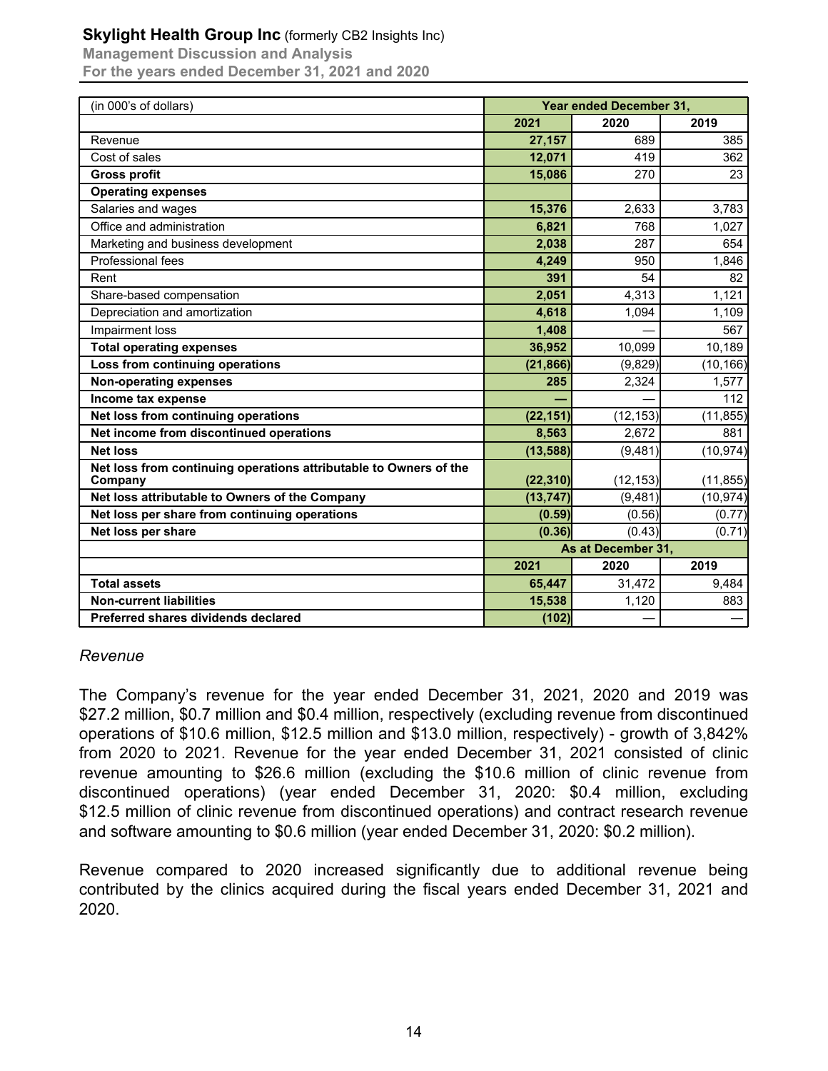| (in 000's of dollars) | Year ended December 31, | | |
|---|---|---|---|
| | **2021** | **2020** | **2019** |
| Revenue | **27,157** | 689 | 385 |
| Cost of sales | **12,071** | 419 | 362 |
| **Gross profit** | **15,086** | 270 | 23 |
| **Operating expenses** | | | |
| Salaries and wages | **15,376** | 2,633 | 3,783 |
| Office and administration | **6,821** | 768 | 1,027 |
| Marketing and business development | **2,038** | 287 | 654 |
| Professional fees | **4,249** | 950 | 1,846 |
| Rent | **391** | 54 | 82 |
| Share-based compensation | **2,051** | 4,313 | 1,121 |
| Depreciation and amortization | **4,618** | 1,094 | 1,109 |
| Impairment loss | **1,408** | — | 567 |
| **Total operating expenses** | **36,952** | 10,099 | 10,189 |
| **Loss from continuing operations** | **(21,866)** | (9,829) | (10,166) |
| **Non-operating expenses** | **285** | 2,324 | 1,577 |
| **Income tax expense** | **—** | — | 112 |
| **Net loss from continuing operations** | **(22,151)** | (12,153) | (11,855) |
| **Net income from discontinued operations** | **8,563** | 2,672 | 881 |
| **Net loss** | **(13,588)** | (9,481) | (10,974) |
| **Net loss from continuing operations attributable to Owners of the Company** | **(22,310)** | (12,153) | (11,855) |
| **Net loss attributable to Owners of the Company** | **(13,747)** | (9,481) | (10,974) |
| **Net loss per share from continuing operations** | **(0.59)** | (0.56) | (0.77) |
| **Net loss per share** | **(0.36)** | (0.43) | (0.71) |
| | As at December 31, | | |
| | **2021** | **2020** | **2019** |
| **Total assets** | **65,447** | 31,472 | 9,484 |
| **Non-current liabilities** | **15,538** | 1,120 | 883 |
| **Preferred shares dividends declared** | **(102)** | — | — |

*Revenue*

The Company's revenue for the year ended December 31, 2021, 2020 and 2019 was $27.2 million, $0.7 million and $0.4 million, respectively (excluding revenue from discontinued operations of $10.6 million, $12.5 million and $13.0 million, respectively) - growth of 3,842% from 2020 to 2021. Revenue for the year ended December 31, 2021 consisted of clinic revenue amounting to $26.6 million (excluding the $10.6 million of clinic revenue from discontinued operations) (year ended December 31, 2020: $0.4 million, excluding $12.5 million of clinic revenue from discontinued operations) and contract research revenue and software amounting to $0.6 million (year ended December 31, 2020: $0.2 million).

Revenue compared to 2020 increased significantly due to additional revenue being contributed by the clinics acquired during the fiscal years ended December 31, 2021 and 2020.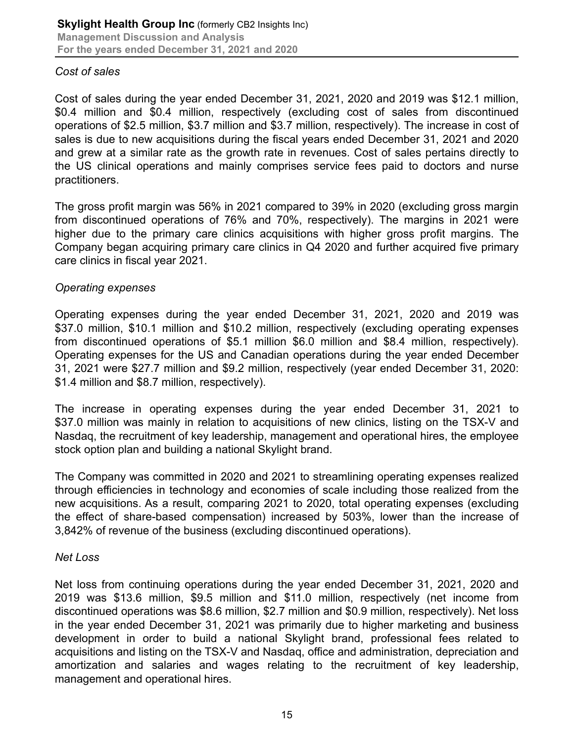*Cost of sales*

Cost of sales during the year ended December 31, 2021, 2020 and 2019 was $12.1 million, $0.4 million and $0.4 million, respectively (excluding cost of sales from discontinued operations of $2.5 million, $3.7 million and $3.7 million, respectively). The increase in cost of sales is due to new acquisitions during the fiscal years ended December 31, 2021 and 2020 and grew at a similar rate as the growth rate in revenues. Cost of sales pertains directly to the US clinical operations and mainly comprises service fees paid to doctors and nurse practitioners.

The gross profit margin was 56% in 2021 compared to 39% in 2020 (excluding gross margin from discontinued operations of 76% and 70%, respectively). The margins in 2021 were higher due to the primary care clinics acquisitions with higher gross profit margins. The Company began acquiring primary care clinics in Q4 2020 and further acquired five primary care clinics in fiscal year 2021.

*Operating expenses*

Operating expenses during the year ended December 31, 2021, 2020 and 2019 was $37.0 million, $10.1 million and $10.2 million, respectively (excluding operating expenses from discontinued operations of $5.1 million $6.0 million and $8.4 million, respectively). Operating expenses for the US and Canadian operations during the year ended December 31, 2021 were $27.7 million and $9.2 million, respectively (year ended December 31, 2020: $1.4 million and $8.7 million, respectively).

The increase in operating expenses during the year ended December 31, 2021 to $37.0 million was mainly in relation to acquisitions of new clinics, listing on the TSX-V and Nasdaq, the recruitment of key leadership, management and operational hires, the employee stock option plan and building a national Skylight brand.

The Company was committed in 2020 and 2021 to streamlining operating expenses realized through efficiencies in technology and economies of scale including those realized from the new acquisitions. As a result, comparing 2021 to 2020, total operating expenses (excluding the effect of share-based compensation) increased by 503%, lower than the increase of 3,842% of revenue of the business (excluding discontinued operations).

*Net Loss*

Net loss from continuing operations during the year ended December 31, 2021, 2020 and 2019 was $13.6 million, $9.5 million and $11.0 million, respectively (net income from discontinued operations was $8.6 million, $2.7 million and $0.9 million, respectively). Net loss in the year ended December 31, 2021 was primarily due to higher marketing and business development in order to build a national Skylight brand, professional fees related to acquisitions and listing on the TSX-V and Nasdaq, office and administration, depreciation and amortization and salaries and wages relating to the recruitment of key leadership, management and operational hires.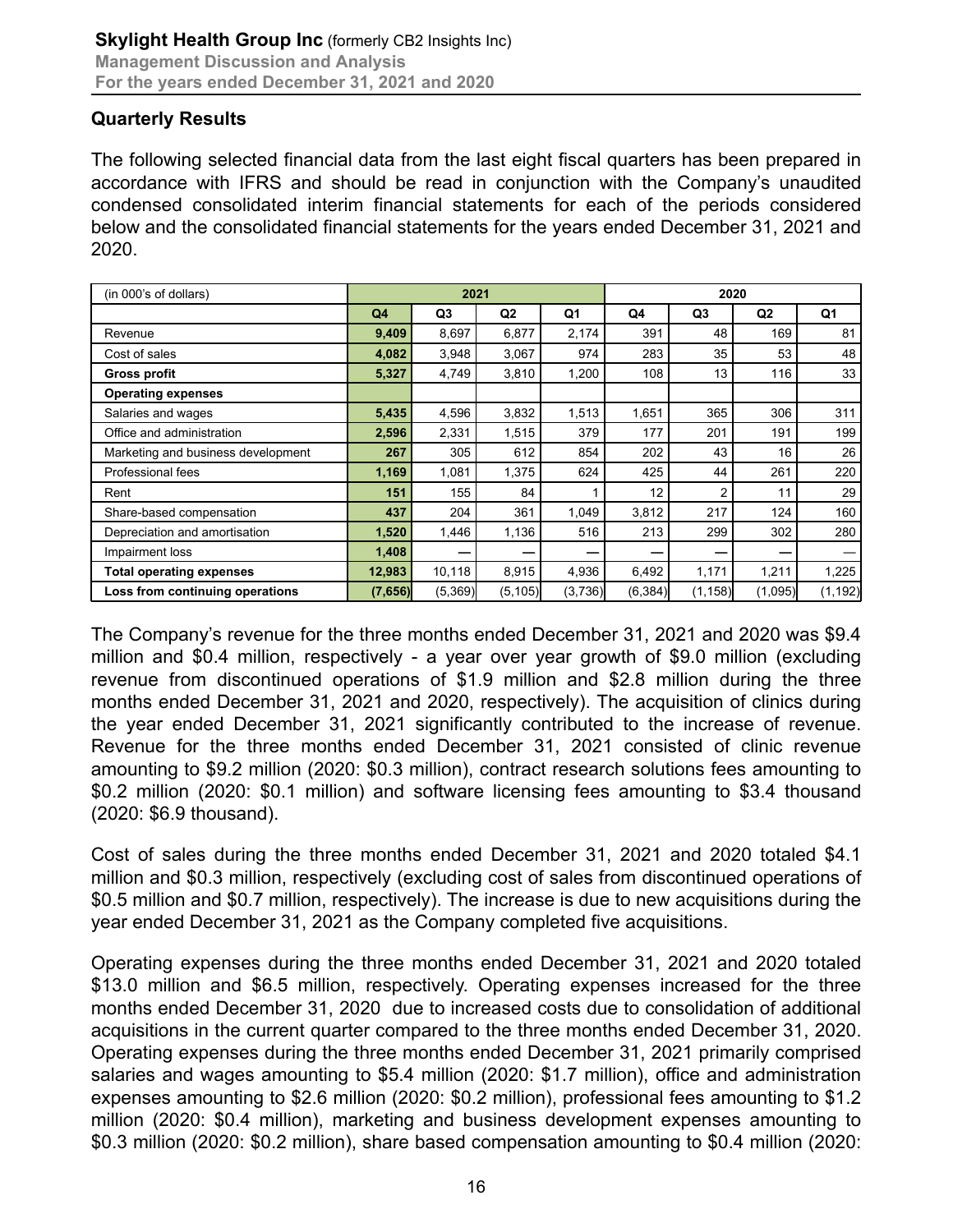## Quarterly Results

The following selected financial data from the last eight fiscal quarters has been prepared in accordance with IFRS and should be read in conjunction with the Company's unaudited condensed consolidated interim financial statements for each of the periods considered below and the consolidated financial statements for the years ended December 31, 2021 and 2020.

| (in 000's of dollars) | 2021 | | | | 2020 | | | |
|---|---|---|---|---|---|---|---|---|
| | **Q4** | Q3 | Q2 | Q1 | Q4 | Q3 | Q2 | Q1 |
| Revenue | **9,409** | 8,697 | 6,877 | 2,174 | 391 | 48 | 169 | 81 |
| Cost of sales | **4,082** | 3,948 | 3,067 | 974 | 283 | 35 | 53 | 48 |
| **Gross profit** | **5,327** | 4,749 | 3,810 | 1,200 | 108 | 13 | 116 | 33 |
| **Operating expenses** | | | | | | | | |
| Salaries and wages | **5,435** | 4,596 | 3,832 | 1,513 | 1,651 | 365 | 306 | 311 |
| Office and administration | **2,596** | 2,331 | 1,515 | 379 | 177 | 201 | 191 | 199 |
| Marketing and business development | **267** | 305 | 612 | 854 | 202 | 43 | 16 | 26 |
| Professional fees | **1,169** | 1,081 | 1,375 | 624 | 425 | 44 | 261 | 220 |
| Rent | **151** | 155 | 84 | 1 | 12 | 2 | 11 | 29 |
| Share-based compensation | **437** | 204 | 361 | 1,049 | 3,812 | 217 | 124 | 160 |
| Depreciation and amortisation | **1,520** | 1,446 | 1,136 | 516 | 213 | 299 | 302 | 280 |
| Impairment loss | **1,408** | — | — | — | — | — | — | — |
| **Total operating expenses** | **12,983** | 10,118 | 8,915 | 4,936 | 6,492 | 1,171 | 1,211 | 1,225 |
| **Loss from continuing operations** | **(7,656)** | (5,369) | (5,105) | (3,736) | (6,384) | (1,158) | (1,095) | (1,192) |

The Company's revenue for the three months ended December 31, 2021 and 2020 was $9.4 million and $0.4 million, respectively - a year over year growth of $9.0 million (excluding revenue from discontinued operations of $1.9 million and $2.8 million during the three months ended December 31, 2021 and 2020, respectively). The acquisition of clinics during the year ended December 31, 2021 significantly contributed to the increase of revenue. Revenue for the three months ended December 31, 2021 consisted of clinic revenue amounting to $9.2 million (2020: $0.3 million), contract research solutions fees amounting to $0.2 million (2020: $0.1 million) and software licensing fees amounting to $3.4 thousand (2020: $6.9 thousand).

Cost of sales during the three months ended December 31, 2021 and 2020 totaled $4.1 million and $0.3 million, respectively (excluding cost of sales from discontinued operations of $0.5 million and $0.7 million, respectively). The increase is due to new acquisitions during the year ended December 31, 2021 as the Company completed five acquisitions.

Operating expenses during the three months ended December 31, 2021 and 2020 totaled $13.0 million and $6.5 million, respectively. Operating expenses increased for the three months ended December 31, 2020 due to increased costs due to consolidation of additional acquisitions in the current quarter compared to the three months ended December 31, 2020. Operating expenses during the three months ended December 31, 2021 primarily comprised salaries and wages amounting to $5.4 million (2020: $1.7 million), office and administration expenses amounting to $2.6 million (2020: $0.2 million), professional fees amounting to $1.2 million (2020: $0.4 million), marketing and business development expenses amounting to $0.3 million (2020: $0.2 million), share based compensation amounting to $0.4 million (2020: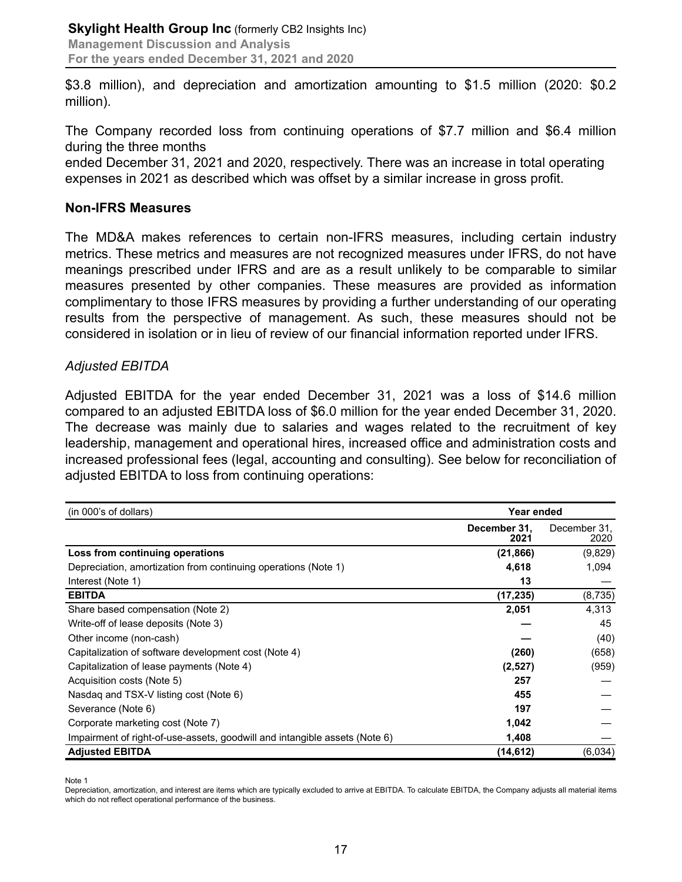\$3.8 million), and depreciation and amortization amounting to \$1.5 million (2020: \$0.2 million).

The Company recorded loss from continuing operations of \$7.7 million and \$6.4 million during the three months
ended December 31, 2021 and 2020, respectively. There was an increase in total operating expenses in 2021 as described which was offset by a similar increase in gross profit.

## Non-IFRS Measures

The MD&A makes references to certain non-IFRS measures, including certain industry metrics. These metrics and measures are not recognized measures under IFRS, do not have meanings prescribed under IFRS and are as a result unlikely to be comparable to similar measures presented by other companies. These measures are provided as information complimentary to those IFRS measures by providing a further understanding of our operating results from the perspective of management. As such, these measures should not be considered in isolation or in lieu of review of our financial information reported under IFRS.

### *Adjusted EBITDA*

Adjusted EBITDA for the year ended December 31, 2021 was a loss of \$14.6 million compared to an adjusted EBITDA loss of \$6.0 million for the year ended December 31, 2020. The decrease was mainly due to salaries and wages related to the recruitment of key leadership, management and operational hires, increased office and administration costs and increased professional fees (legal, accounting and consulting). See below for reconciliation of adjusted EBITDA to loss from continuing operations:

| (in 000's of dollars) | Year ended | |
|---|---|---|
| | **December 31, 2021** | December 31, 2020 |
| **Loss from continuing operations** | **(21,866)** | (9,829) |
| Depreciation, amortization from continuing operations (Note 1) | **4,618** | 1,094 |
| Interest (Note 1) | **13** | — |
| **EBITDA** | **(17,235)** | (8,735) |
| Share based compensation (Note 2) | **2,051** | 4,313 |
| Write-off of lease deposits (Note 3) | **—** | 45 |
| Other income (non-cash) | **—** | (40) |
| Capitalization of software development cost (Note 4) | **(260)** | (658) |
| Capitalization of lease payments (Note 4) | **(2,527)** | (959) |
| Acquisition costs (Note 5) | **257** | — |
| Nasdaq and TSX-V listing cost (Note 6) | **455** | — |
| Severance (Note 6) | **197** | — |
| Corporate marketing cost (Note 7) | **1,042** | — |
| Impairment of right-of-use-assets, goodwill and intangible assets (Note 6) | **1,408** | — |
| **Adjusted EBITDA** | **(14,612)** | (6,034) |

Note 1

Depreciation, amortization, and interest are items which are typically excluded to arrive at EBITDA. To calculate EBITDA, the Company adjusts all material items which do not reflect operational performance of the business.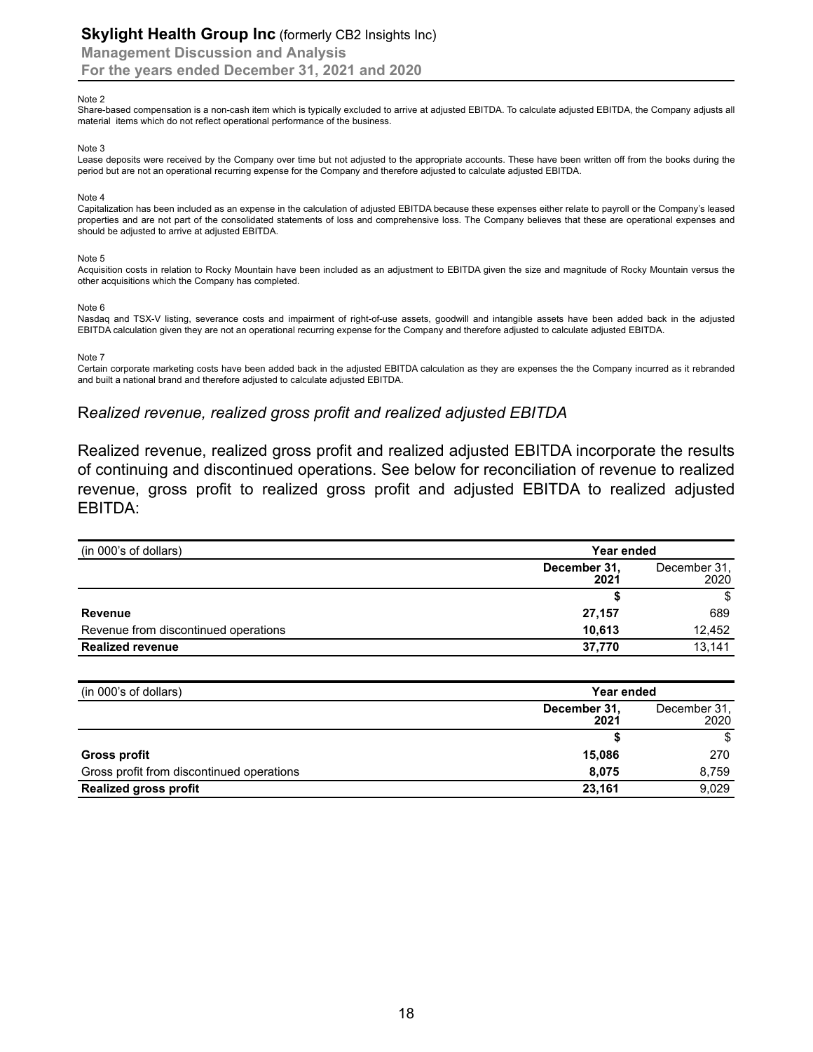Note 2

Share-based compensation is a non-cash item which is typically excluded to arrive at adjusted EBITDA. To calculate adjusted EBITDA, the Company adjusts all material items which do not reflect operational performance of the business.

Note 3

Lease deposits were received by the Company over time but not adjusted to the appropriate accounts. These have been written off from the books during the period but are not an operational recurring expense for the Company and therefore adjusted to calculate adjusted EBITDA.

Note 4

Capitalization has been included as an expense in the calculation of adjusted EBITDA because these expenses either relate to payroll or the Company's leased properties and are not part of the consolidated statements of loss and comprehensive loss. The Company believes that these are operational expenses and should be adjusted to arrive at adjusted EBITDA.

Note 5

Acquisition costs in relation to Rocky Mountain have been included as an adjustment to EBITDA given the size and magnitude of Rocky Mountain versus the other acquisitions which the Company has completed.

Note 6

Nasdaq and TSX-V listing, severance costs and impairment of right-of-use assets, goodwill and intangible assets have been added back in the adjusted EBITDA calculation given they are not an operational recurring expense for the Company and therefore adjusted to calculate adjusted EBITDA.

Note 7

Certain corporate marketing costs have been added back in the adjusted EBITDA calculation as they are expenses the the Company incurred as it rebranded and built a national brand and therefore adjusted to calculate adjusted EBITDA.

## *Realized revenue, realized gross profit and realized adjusted EBITDA*

Realized revenue, realized gross profit and realized adjusted EBITDA incorporate the results of continuing and discontinued operations. See below for reconciliation of revenue to realized revenue, gross profit to realized gross profit and adjusted EBITDA to realized adjusted EBITDA:

| (in 000's of dollars) | Year ended | |
|---|---|---|
| | **December 31, 2021** | December 31, 2020 |
| | **$** | $ |
| **Revenue** | **27,157** | 689 |
| Revenue from discontinued operations | **10,613** | 12,452 |
| **Realized revenue** | **37,770** | 13,141 |

| (in 000's of dollars) | Year ended | |
|---|---|---|
| | **December 31, 2021** | December 31, 2020 |
| | **$** | $ |
| **Gross profit** | **15,086** | 270 |
| Gross profit from discontinued operations | **8,075** | 8,759 |
| **Realized gross profit** | **23,161** | 9,029 |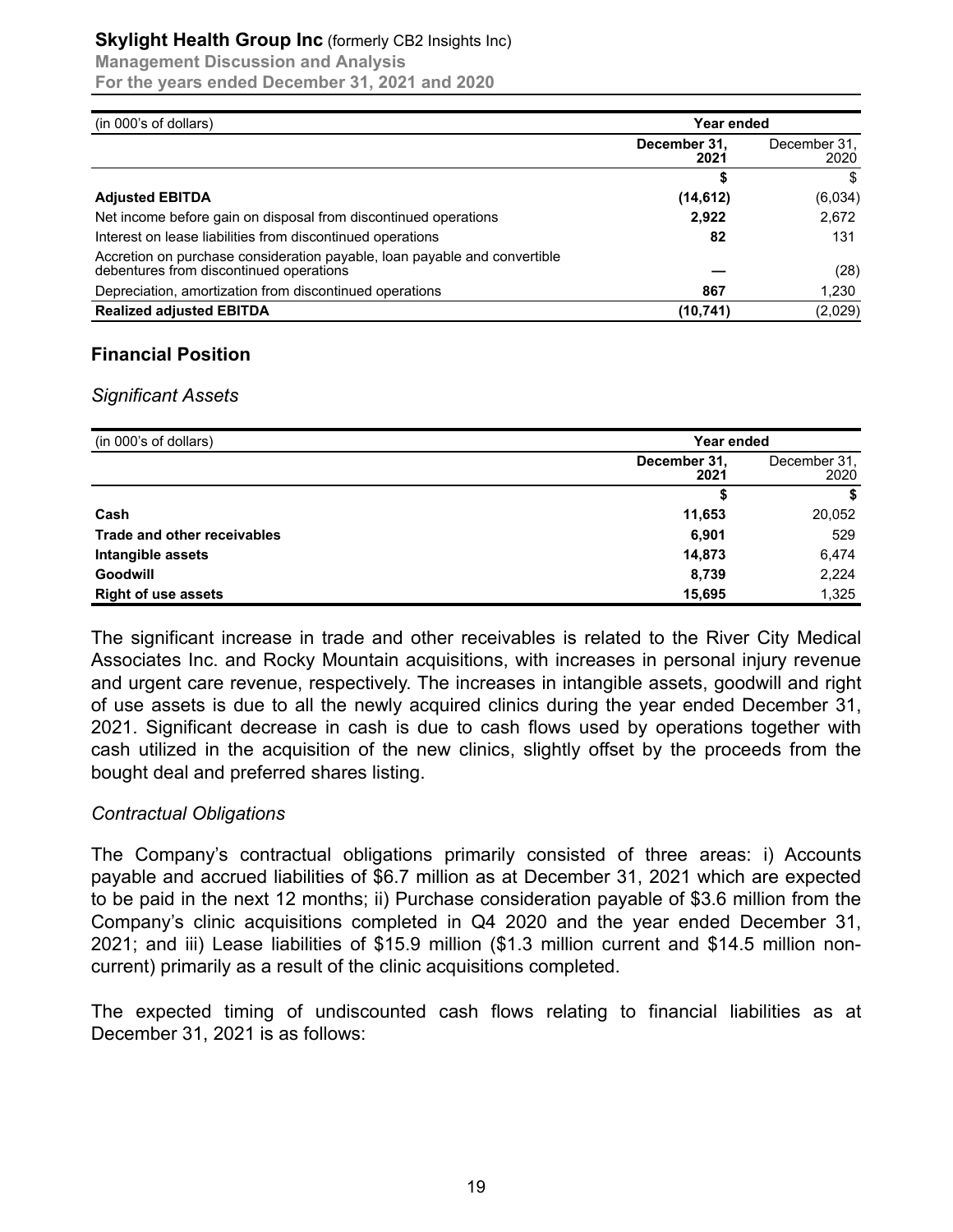| (in 000's of dollars) | Year ended | |
|---|---|---|
| | **December 31, 2021** | December 31, 2020 |
| | **$** | $ |
| **Adjusted EBITDA** | **(14,612)** | (6,034) |
| Net income before gain on disposal from discontinued operations | **2,922** | 2,672 |
| Interest on lease liabilities from discontinued operations | **82** | 131 |
| Accretion on purchase consideration payable, loan payable and convertible debentures from discontinued operations | **—** | (28) |
| Depreciation, amortization from discontinued operations | **867** | 1,230 |
| **Realized adjusted EBITDA** | **(10,741)** | (2,029) |

## Financial Position

### *Significant Assets*

| (in 000's of dollars) | Year ended | |
|---|---|---|
| | **December 31, 2021** | December 31, 2020 |
| | **$** | **$** |
| **Cash** | **11,653** | 20,052 |
| **Trade and other receivables** | **6,901** | 529 |
| **Intangible assets** | **14,873** | 6,474 |
| **Goodwill** | **8,739** | 2,224 |
| **Right of use assets** | **15,695** | 1,325 |

The significant increase in trade and other receivables is related to the River City Medical Associates Inc. and Rocky Mountain acquisitions, with increases in personal injury revenue and urgent care revenue, respectively. The increases in intangible assets, goodwill and right of use assets is due to all the newly acquired clinics during the year ended December 31, 2021. Significant decrease in cash is due to cash flows used by operations together with cash utilized in the acquisition of the new clinics, slightly offset by the proceeds from the bought deal and preferred shares listing.

### *Contractual Obligations*

The Company's contractual obligations primarily consisted of three areas: i) Accounts payable and accrued liabilities of $6.7 million as at December 31, 2021 which are expected to be paid in the next 12 months; ii) Purchase consideration payable of $3.6 million from the Company's clinic acquisitions completed in Q4 2020 and the year ended December 31, 2021; and iii) Lease liabilities of $15.9 million ($1.3 million current and $14.5 million non-current) primarily as a result of the clinic acquisitions completed.

The expected timing of undiscounted cash flows relating to financial liabilities as at December 31, 2021 is as follows: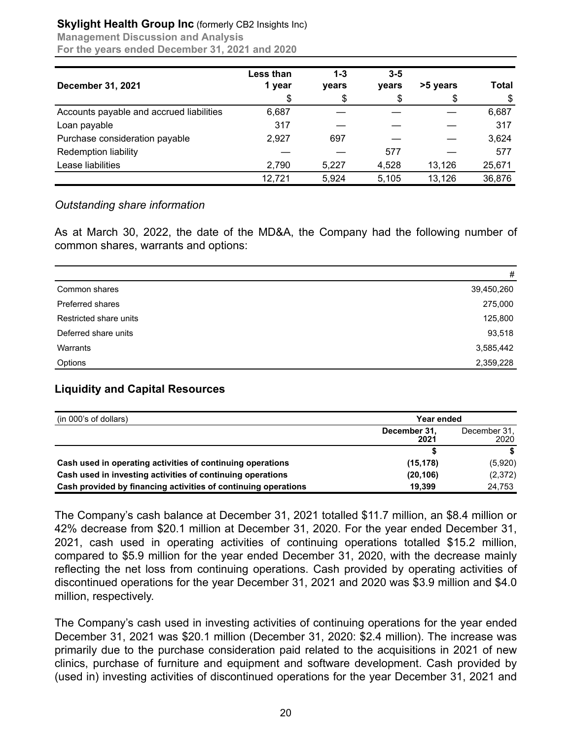| December 31, 2021 | Less than 1 year | 1-3 years | 3-5 years | >5 years | Total |
|---|---|---|---|---|---|
| | $ | $ | $ | $ | $ |
| Accounts payable and accrued liabilities | 6,687 | — | — | — | 6,687 |
| Loan payable | 317 | — | — | — | 317 |
| Purchase consideration payable | 2,927 | 697 | — | — | 3,624 |
| Redemption liability | — | — | 577 | — | 577 |
| Lease liabilities | 2,790 | 5,227 | 4,528 | 13,126 | 25,671 |
| | 12,721 | 5,924 | 5,105 | 13,126 | 36,876 |

*Outstanding share information*

As at March 30, 2022, the date of the MD&A, the Company had the following number of common shares, warrants and options:

| | # |
|---|---|
| Common shares | 39,450,260 |
| Preferred shares | 275,000 |
| Restricted share units | 125,800 |
| Deferred share units | 93,518 |
| Warrants | 3,585,442 |
| Options | 2,359,228 |

## Liquidity and Capital Resources

| (in 000's of dollars) | Year ended | |
|---|---|---|
| | **December 31, 2021** | December 31, 2020 |
| | **$** | **$** |
| **Cash used in operating activities of continuing operations** | **(15,178)** | (5,920) |
| **Cash used in investing activities of continuing operations** | **(20,106)** | (2,372) |
| **Cash provided by financing activities of continuing operations** | **19,399** | 24,753 |

The Company's cash balance at December 31, 2021 totalled $11.7 million, an $8.4 million or 42% decrease from $20.1 million at December 31, 2020. For the year ended December 31, 2021, cash used in operating activities of continuing operations totalled $15.2 million, compared to $5.9 million for the year ended December 31, 2020, with the decrease mainly reflecting the net loss from continuing operations. Cash provided by operating activities of discontinued operations for the year December 31, 2021 and 2020 was $3.9 million and $4.0 million, respectively.

The Company's cash used in investing activities of continuing operations for the year ended December 31, 2021 was $20.1 million (December 31, 2020: $2.4 million). The increase was primarily due to the purchase consideration paid related to the acquisitions in 2021 of new clinics, purchase of furniture and equipment and software development. Cash provided by (used in) investing activities of discontinued operations for the year December 31, 2021 and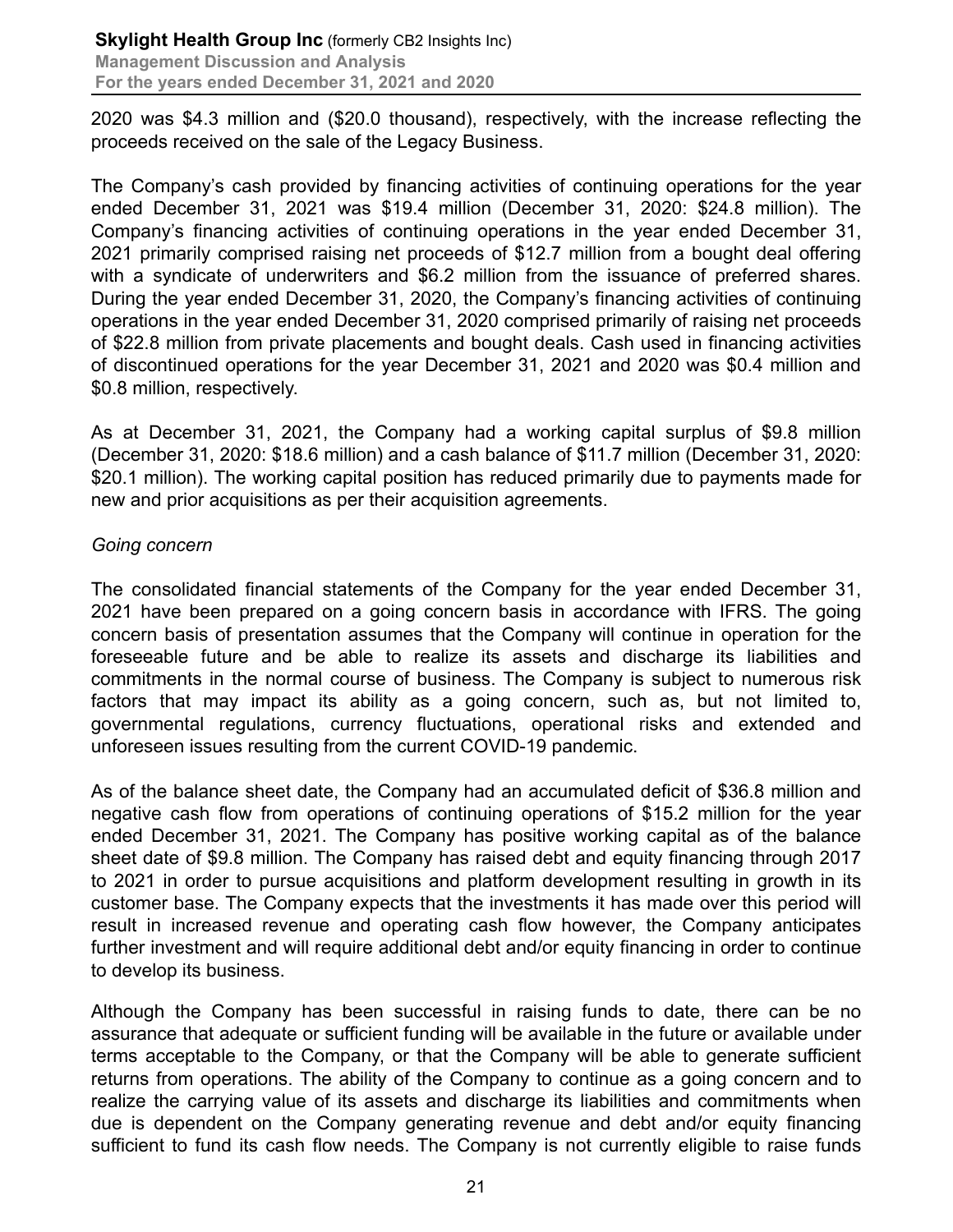2020 was $4.3 million and ($20.0 thousand), respectively, with the increase reflecting the proceeds received on the sale of the Legacy Business.

The Company's cash provided by financing activities of continuing operations for the year ended December 31, 2021 was $19.4 million (December 31, 2020: $24.8 million). The Company's financing activities of continuing operations in the year ended December 31, 2021 primarily comprised raising net proceeds of $12.7 million from a bought deal offering with a syndicate of underwriters and $6.2 million from the issuance of preferred shares. During the year ended December 31, 2020, the Company's financing activities of continuing operations in the year ended December 31, 2020 comprised primarily of raising net proceeds of $22.8 million from private placements and bought deals. Cash used in financing activities of discontinued operations for the year December 31, 2021 and 2020 was $0.4 million and $0.8 million, respectively.

As at December 31, 2021, the Company had a working capital surplus of $9.8 million (December 31, 2020: $18.6 million) and a cash balance of $11.7 million (December 31, 2020: $20.1 million). The working capital position has reduced primarily due to payments made for new and prior acquisitions as per their acquisition agreements.

*Going concern*

The consolidated financial statements of the Company for the year ended December 31, 2021 have been prepared on a going concern basis in accordance with IFRS. The going concern basis of presentation assumes that the Company will continue in operation for the foreseeable future and be able to realize its assets and discharge its liabilities and commitments in the normal course of business. The Company is subject to numerous risk factors that may impact its ability as a going concern, such as, but not limited to, governmental regulations, currency fluctuations, operational risks and extended and unforeseen issues resulting from the current COVID-19 pandemic.

As of the balance sheet date, the Company had an accumulated deficit of $36.8 million and negative cash flow from operations of continuing operations of $15.2 million for the year ended December 31, 2021. The Company has positive working capital as of the balance sheet date of $9.8 million. The Company has raised debt and equity financing through 2017 to 2021 in order to pursue acquisitions and platform development resulting in growth in its customer base. The Company expects that the investments it has made over this period will result in increased revenue and operating cash flow however, the Company anticipates further investment and will require additional debt and/or equity financing in order to continue to develop its business.

Although the Company has been successful in raising funds to date, there can be no assurance that adequate or sufficient funding will be available in the future or available under terms acceptable to the Company, or that the Company will be able to generate sufficient returns from operations. The ability of the Company to continue as a going concern and to realize the carrying value of its assets and discharge its liabilities and commitments when due is dependent on the Company generating revenue and debt and/or equity financing sufficient to fund its cash flow needs. The Company is not currently eligible to raise funds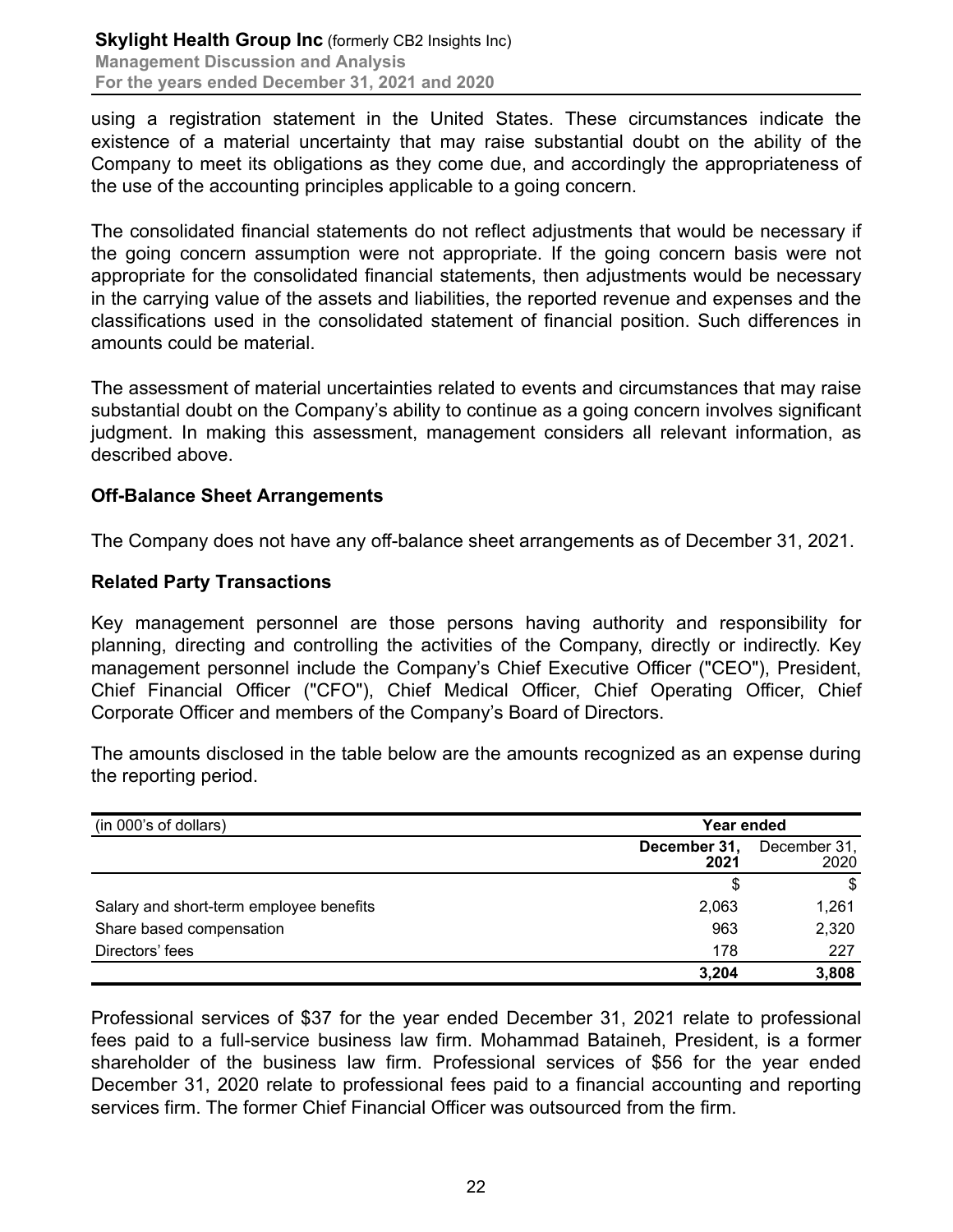using a registration statement in the United States. These circumstances indicate the existence of a material uncertainty that may raise substantial doubt on the ability of the Company to meet its obligations as they come due, and accordingly the appropriateness of the use of the accounting principles applicable to a going concern.

The consolidated financial statements do not reflect adjustments that would be necessary if the going concern assumption were not appropriate. If the going concern basis were not appropriate for the consolidated financial statements, then adjustments would be necessary in the carrying value of the assets and liabilities, the reported revenue and expenses and the classifications used in the consolidated statement of financial position. Such differences in amounts could be material.

The assessment of material uncertainties related to events and circumstances that may raise substantial doubt on the Company's ability to continue as a going concern involves significant judgment. In making this assessment, management considers all relevant information, as described above.

## Off-Balance Sheet Arrangements

The Company does not have any off-balance sheet arrangements as of December 31, 2021.

## Related Party Transactions

Key management personnel are those persons having authority and responsibility for planning, directing and controlling the activities of the Company, directly or indirectly. Key management personnel include the Company's Chief Executive Officer ("CEO"), President, Chief Financial Officer ("CFO"), Chief Medical Officer, Chief Operating Officer, Chief Corporate Officer and members of the Company's Board of Directors.

The amounts disclosed in the table below are the amounts recognized as an expense during the reporting period.

| (in 000's of dollars) | **Year ended** | |
|---|---|---|
| | **December 31, 2021** | December 31, 2020 |
| | $ | $ |
| Salary and short-term employee benefits | 2,063 | 1,261 |
| Share based compensation | 963 | 2,320 |
| Directors' fees | 178 | 227 |
| | **3,204** | **3,808** |

Professional services of $37 for the year ended December 31, 2021 relate to professional fees paid to a full-service business law firm. Mohammad Bataineh, President, is a former shareholder of the business law firm. Professional services of $56 for the year ended December 31, 2020 relate to professional fees paid to a financial accounting and reporting services firm. The former Chief Financial Officer was outsourced from the firm.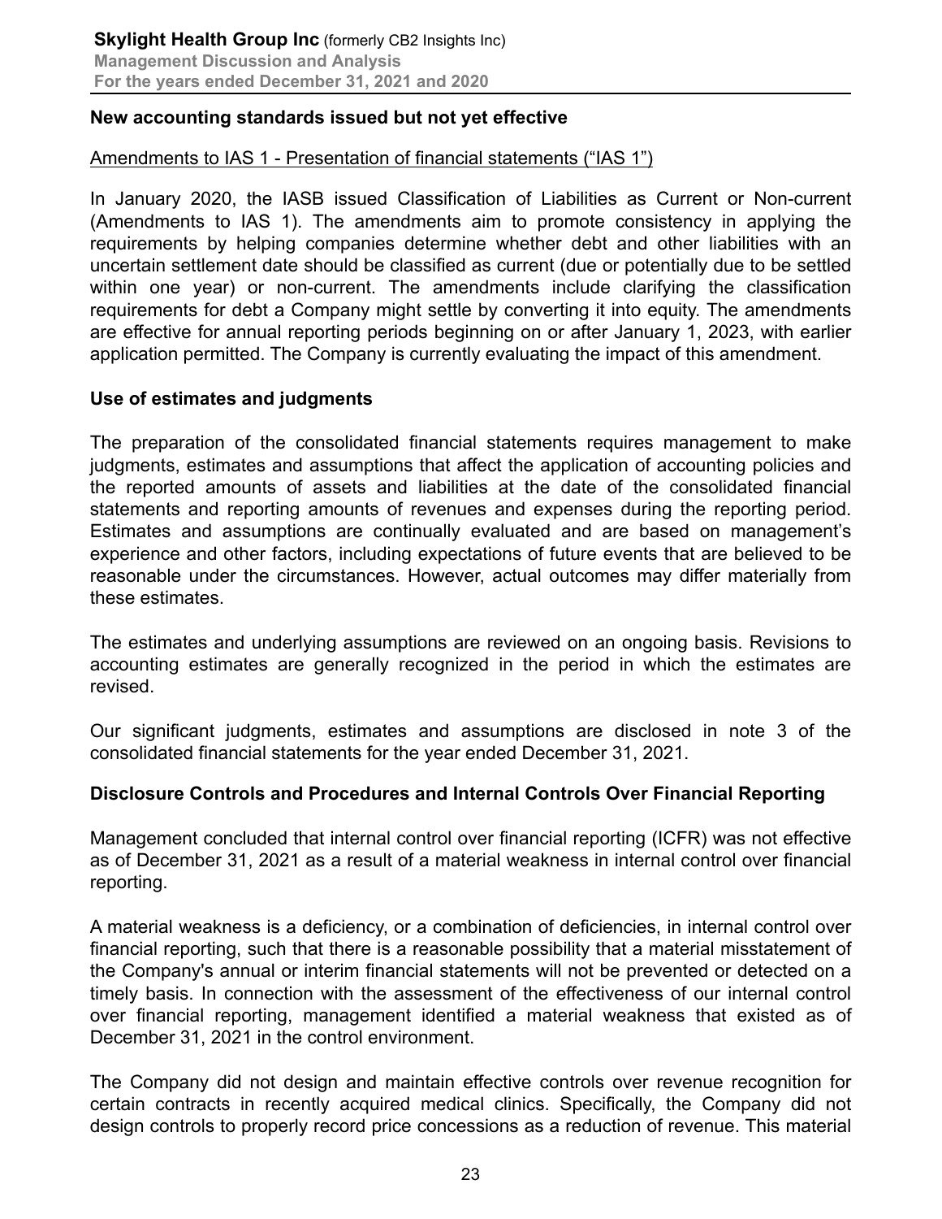## New accounting standards issued but not yet effective

Amendments to IAS 1 - Presentation of financial statements ("IAS 1")

In January 2020, the IASB issued Classification of Liabilities as Current or Non-current (Amendments to IAS 1). The amendments aim to promote consistency in applying the requirements by helping companies determine whether debt and other liabilities with an uncertain settlement date should be classified as current (due or potentially due to be settled within one year) or non-current. The amendments include clarifying the classification requirements for debt a Company might settle by converting it into equity. The amendments are effective for annual reporting periods beginning on or after January 1, 2023, with earlier application permitted. The Company is currently evaluating the impact of this amendment.

## Use of estimates and judgments

The preparation of the consolidated financial statements requires management to make judgments, estimates and assumptions that affect the application of accounting policies and the reported amounts of assets and liabilities at the date of the consolidated financial statements and reporting amounts of revenues and expenses during the reporting period. Estimates and assumptions are continually evaluated and are based on management's experience and other factors, including expectations of future events that are believed to be reasonable under the circumstances. However, actual outcomes may differ materially from these estimates.

The estimates and underlying assumptions are reviewed on an ongoing basis. Revisions to accounting estimates are generally recognized in the period in which the estimates are revised.

Our significant judgments, estimates and assumptions are disclosed in note 3 of the consolidated financial statements for the year ended December 31, 2021.

## Disclosure Controls and Procedures and Internal Controls Over Financial Reporting

Management concluded that internal control over financial reporting (ICFR) was not effective as of December 31, 2021 as a result of a material weakness in internal control over financial reporting.

A material weakness is a deficiency, or a combination of deficiencies, in internal control over financial reporting, such that there is a reasonable possibility that a material misstatement of the Company's annual or interim financial statements will not be prevented or detected on a timely basis. In connection with the assessment of the effectiveness of our internal control over financial reporting, management identified a material weakness that existed as of December 31, 2021 in the control environment.

The Company did not design and maintain effective controls over revenue recognition for certain contracts in recently acquired medical clinics. Specifically, the Company did not design controls to properly record price concessions as a reduction of revenue. This material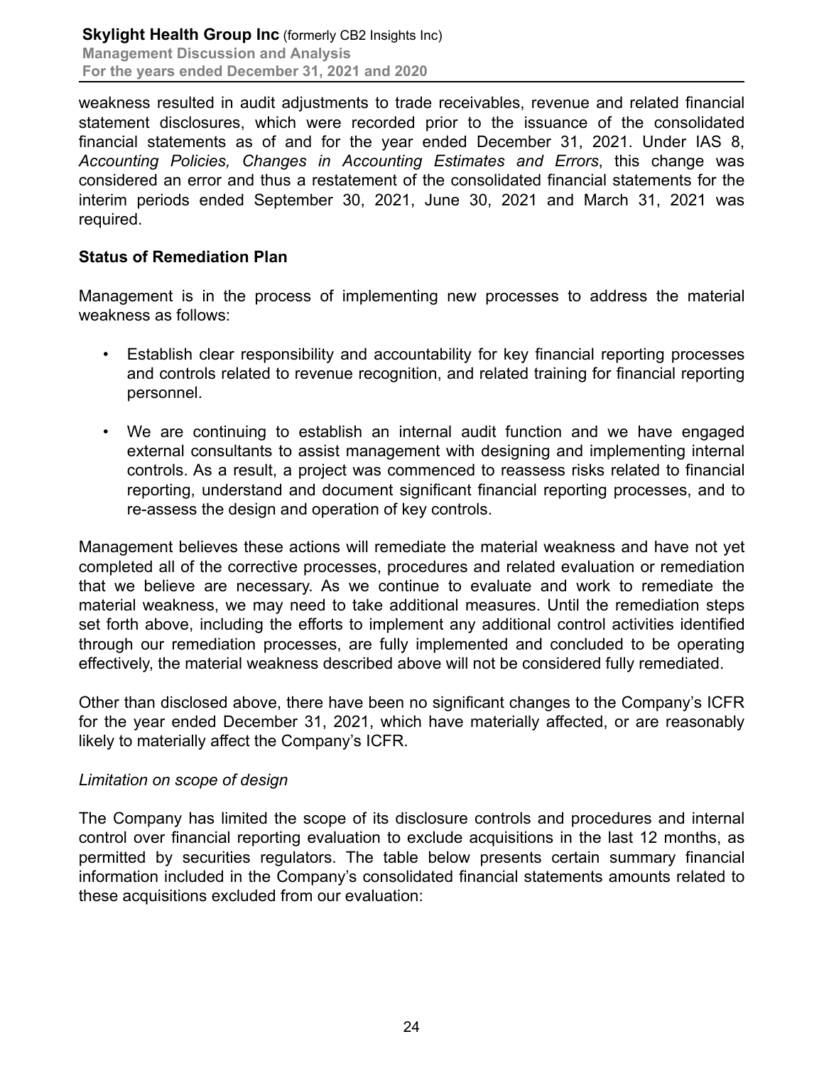weakness resulted in audit adjustments to trade receivables, revenue and related financial statement disclosures, which were recorded prior to the issuance of the consolidated financial statements as of and for the year ended December 31, 2021. Under IAS 8, *Accounting Policies, Changes in Accounting Estimates and Errors*, this change was considered an error and thus a restatement of the consolidated financial statements for the interim periods ended September 30, 2021, June 30, 2021 and March 31, 2021 was required.

**Status of Remediation Plan**

Management is in the process of implementing new processes to address the material weakness as follows:

- Establish clear responsibility and accountability for key financial reporting processes and controls related to revenue recognition, and related training for financial reporting personnel.
- We are continuing to establish an internal audit function and we have engaged external consultants to assist management with designing and implementing internal controls. As a result, a project was commenced to reassess risks related to financial reporting, understand and document significant financial reporting processes, and to re-assess the design and operation of key controls.

Management believes these actions will remediate the material weakness and have not yet completed all of the corrective processes, procedures and related evaluation or remediation that we believe are necessary. As we continue to evaluate and work to remediate the material weakness, we may need to take additional measures. Until the remediation steps set forth above, including the efforts to implement any additional control activities identified through our remediation processes, are fully implemented and concluded to be operating effectively, the material weakness described above will not be considered fully remediated.

Other than disclosed above, there have been no significant changes to the Company's ICFR for the year ended December 31, 2021, which have materially affected, or are reasonably likely to materially affect the Company's ICFR.

*Limitation on scope of design*

The Company has limited the scope of its disclosure controls and procedures and internal control over financial reporting evaluation to exclude acquisitions in the last 12 months, as permitted by securities regulators. The table below presents certain summary financial information included in the Company's consolidated financial statements amounts related to these acquisitions excluded from our evaluation: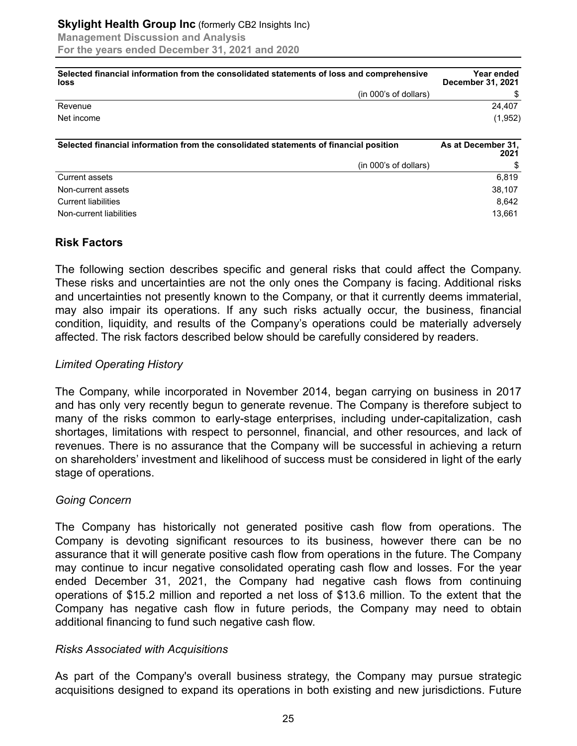| Selected financial information from the consolidated statements of loss and comprehensive loss | Year ended December 31, 2021 |
|---|---|
| (in 000's of dollars) | $ |
| Revenue | 24,407 |
| Net income | (1,952) |

| Selected financial information from the consolidated statements of financial position | As at December 31, 2021 |
|---|---|
| (in 000's of dollars) | $ |
| Current assets | 6,819 |
| Non-current assets | 38,107 |
| Current liabilities | 8,642 |
| Non-current liabilities | 13,661 |

## Risk Factors

The following section describes specific and general risks that could affect the Company. These risks and uncertainties are not the only ones the Company is facing. Additional risks and uncertainties not presently known to the Company, or that it currently deems immaterial, may also impair its operations. If any such risks actually occur, the business, financial condition, liquidity, and results of the Company's operations could be materially adversely affected. The risk factors described below should be carefully considered by readers.

*Limited Operating History*

The Company, while incorporated in November 2014, began carrying on business in 2017 and has only very recently begun to generate revenue. The Company is therefore subject to many of the risks common to early-stage enterprises, including under-capitalization, cash shortages, limitations with respect to personnel, financial, and other resources, and lack of revenues. There is no assurance that the Company will be successful in achieving a return on shareholders' investment and likelihood of success must be considered in light of the early stage of operations.

*Going Concern*

The Company has historically not generated positive cash flow from operations. The Company is devoting significant resources to its business, however there can be no assurance that it will generate positive cash flow from operations in the future. The Company may continue to incur negative consolidated operating cash flow and losses. For the year ended December 31, 2021, the Company had negative cash flows from continuing operations of $15.2 million and reported a net loss of $13.6 million. To the extent that the Company has negative cash flow in future periods, the Company may need to obtain additional financing to fund such negative cash flow.

*Risks Associated with Acquisitions*

As part of the Company's overall business strategy, the Company may pursue strategic acquisitions designed to expand its operations in both existing and new jurisdictions. Future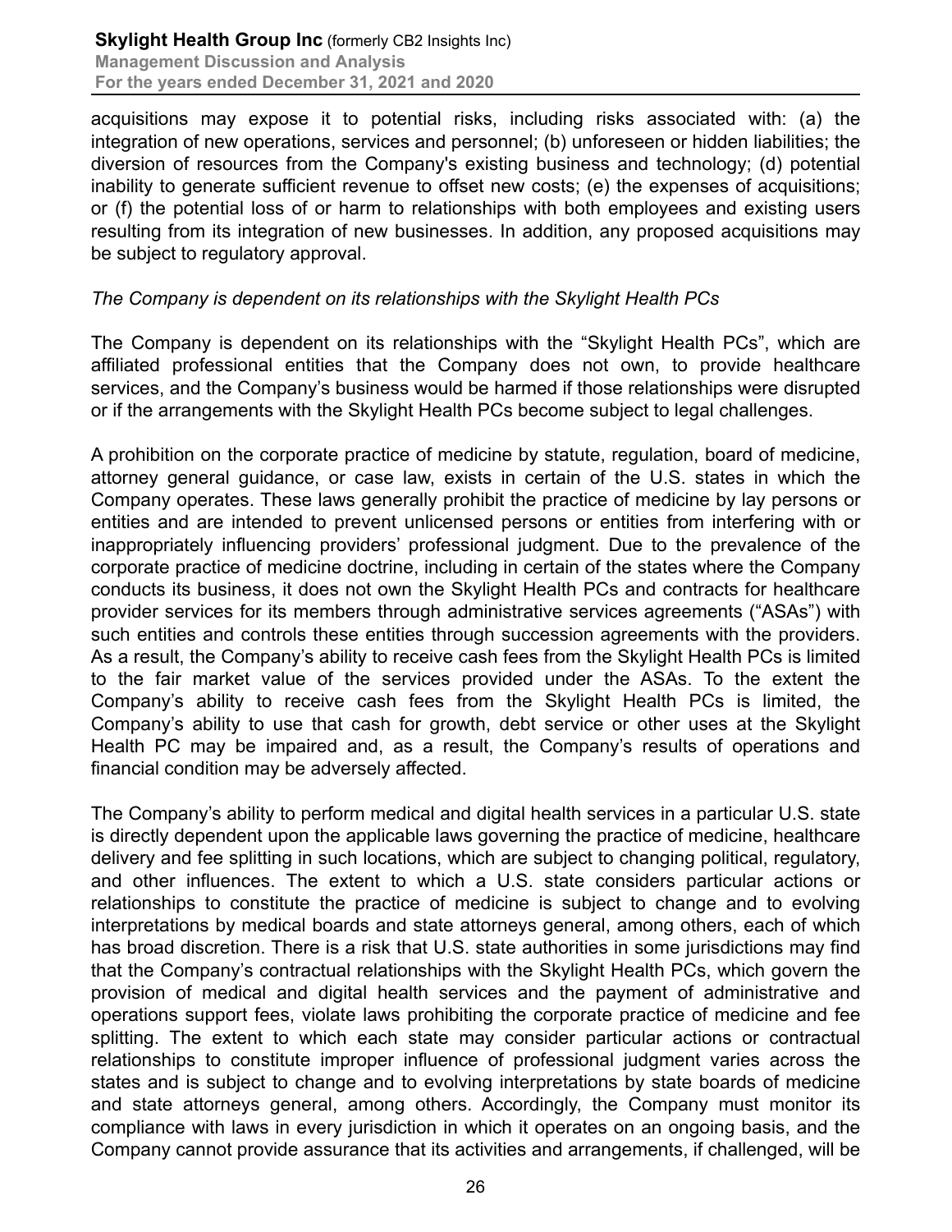acquisitions may expose it to potential risks, including risks associated with: (a) the integration of new operations, services and personnel; (b) unforeseen or hidden liabilities; the diversion of resources from the Company's existing business and technology; (d) potential inability to generate sufficient revenue to offset new costs; (e) the expenses of acquisitions; or (f) the potential loss of or harm to relationships with both employees and existing users resulting from its integration of new businesses. In addition, any proposed acquisitions may be subject to regulatory approval.

*The Company is dependent on its relationships with the Skylight Health PCs*

The Company is dependent on its relationships with the "Skylight Health PCs", which are affiliated professional entities that the Company does not own, to provide healthcare services, and the Company's business would be harmed if those relationships were disrupted or if the arrangements with the Skylight Health PCs become subject to legal challenges.

A prohibition on the corporate practice of medicine by statute, regulation, board of medicine, attorney general guidance, or case law, exists in certain of the U.S. states in which the Company operates. These laws generally prohibit the practice of medicine by lay persons or entities and are intended to prevent unlicensed persons or entities from interfering with or inappropriately influencing providers' professional judgment. Due to the prevalence of the corporate practice of medicine doctrine, including in certain of the states where the Company conducts its business, it does not own the Skylight Health PCs and contracts for healthcare provider services for its members through administrative services agreements ("ASAs") with such entities and controls these entities through succession agreements with the providers. As a result, the Company's ability to receive cash fees from the Skylight Health PCs is limited to the fair market value of the services provided under the ASAs. To the extent the Company's ability to receive cash fees from the Skylight Health PCs is limited, the Company's ability to use that cash for growth, debt service or other uses at the Skylight Health PC may be impaired and, as a result, the Company's results of operations and financial condition may be adversely affected.

The Company's ability to perform medical and digital health services in a particular U.S. state is directly dependent upon the applicable laws governing the practice of medicine, healthcare delivery and fee splitting in such locations, which are subject to changing political, regulatory, and other influences. The extent to which a U.S. state considers particular actions or relationships to constitute the practice of medicine is subject to change and to evolving interpretations by medical boards and state attorneys general, among others, each of which has broad discretion. There is a risk that U.S. state authorities in some jurisdictions may find that the Company's contractual relationships with the Skylight Health PCs, which govern the provision of medical and digital health services and the payment of administrative and operations support fees, violate laws prohibiting the corporate practice of medicine and fee splitting. The extent to which each state may consider particular actions or contractual relationships to constitute improper influence of professional judgment varies across the states and is subject to change and to evolving interpretations by state boards of medicine and state attorneys general, among others. Accordingly, the Company must monitor its compliance with laws in every jurisdiction in which it operates on an ongoing basis, and the Company cannot provide assurance that its activities and arrangements, if challenged, will be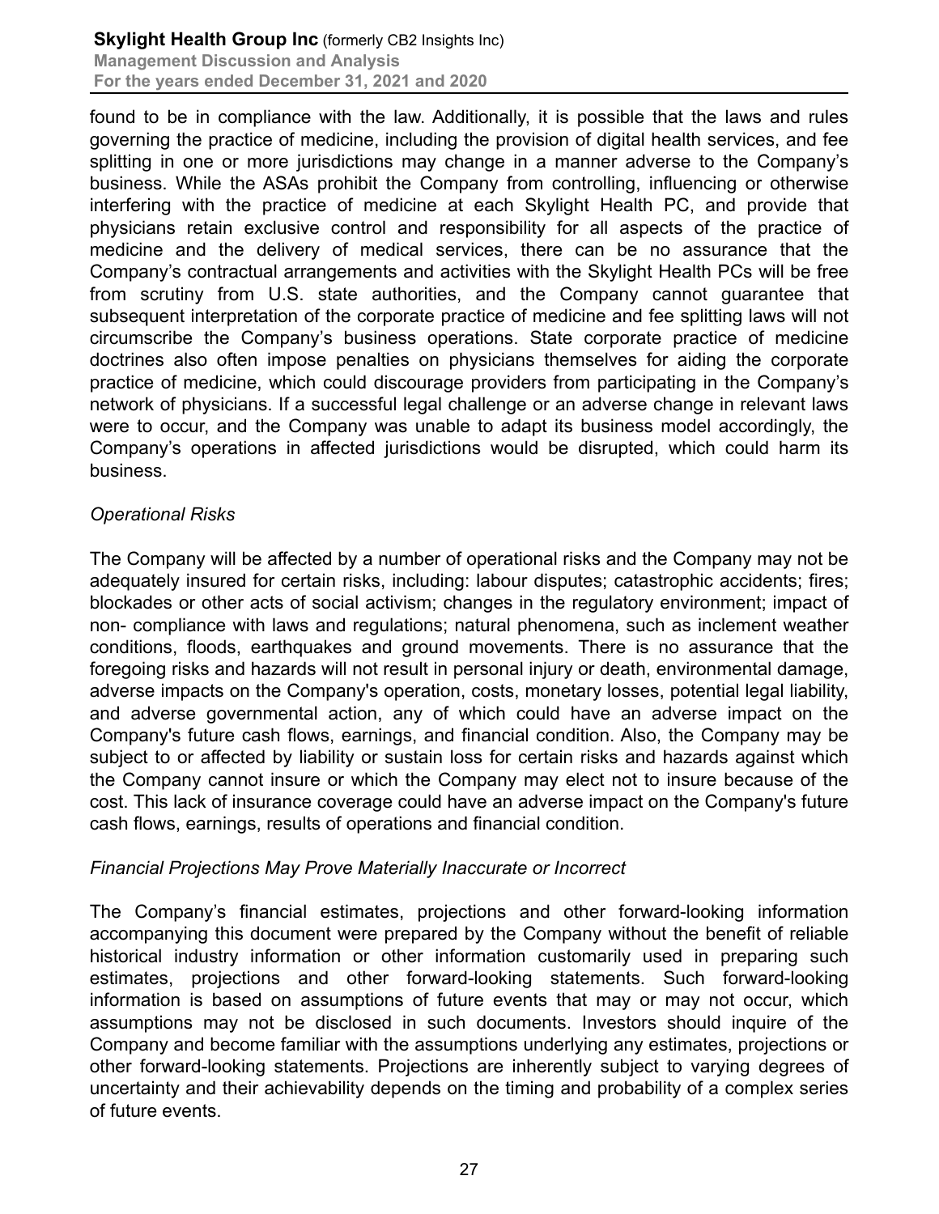found to be in compliance with the law. Additionally, it is possible that the laws and rules governing the practice of medicine, including the provision of digital health services, and fee splitting in one or more jurisdictions may change in a manner adverse to the Company's business. While the ASAs prohibit the Company from controlling, influencing or otherwise interfering with the practice of medicine at each Skylight Health PC, and provide that physicians retain exclusive control and responsibility for all aspects of the practice of medicine and the delivery of medical services, there can be no assurance that the Company's contractual arrangements and activities with the Skylight Health PCs will be free from scrutiny from U.S. state authorities, and the Company cannot guarantee that subsequent interpretation of the corporate practice of medicine and fee splitting laws will not circumscribe the Company's business operations. State corporate practice of medicine doctrines also often impose penalties on physicians themselves for aiding the corporate practice of medicine, which could discourage providers from participating in the Company's network of physicians. If a successful legal challenge or an adverse change in relevant laws were to occur, and the Company was unable to adapt its business model accordingly, the Company's operations in affected jurisdictions would be disrupted, which could harm its business.

*Operational Risks*

The Company will be affected by a number of operational risks and the Company may not be adequately insured for certain risks, including: labour disputes; catastrophic accidents; fires; blockades or other acts of social activism; changes in the regulatory environment; impact of non- compliance with laws and regulations; natural phenomena, such as inclement weather conditions, floods, earthquakes and ground movements. There is no assurance that the foregoing risks and hazards will not result in personal injury or death, environmental damage, adverse impacts on the Company's operation, costs, monetary losses, potential legal liability, and adverse governmental action, any of which could have an adverse impact on the Company's future cash flows, earnings, and financial condition. Also, the Company may be subject to or affected by liability or sustain loss for certain risks and hazards against which the Company cannot insure or which the Company may elect not to insure because of the cost. This lack of insurance coverage could have an adverse impact on the Company's future cash flows, earnings, results of operations and financial condition.

*Financial Projections May Prove Materially Inaccurate or Incorrect*

The Company's financial estimates, projections and other forward-looking information accompanying this document were prepared by the Company without the benefit of reliable historical industry information or other information customarily used in preparing such estimates, projections and other forward-looking statements. Such forward-looking information is based on assumptions of future events that may or may not occur, which assumptions may not be disclosed in such documents. Investors should inquire of the Company and become familiar with the assumptions underlying any estimates, projections or other forward-looking statements. Projections are inherently subject to varying degrees of uncertainty and their achievability depends on the timing and probability of a complex series of future events.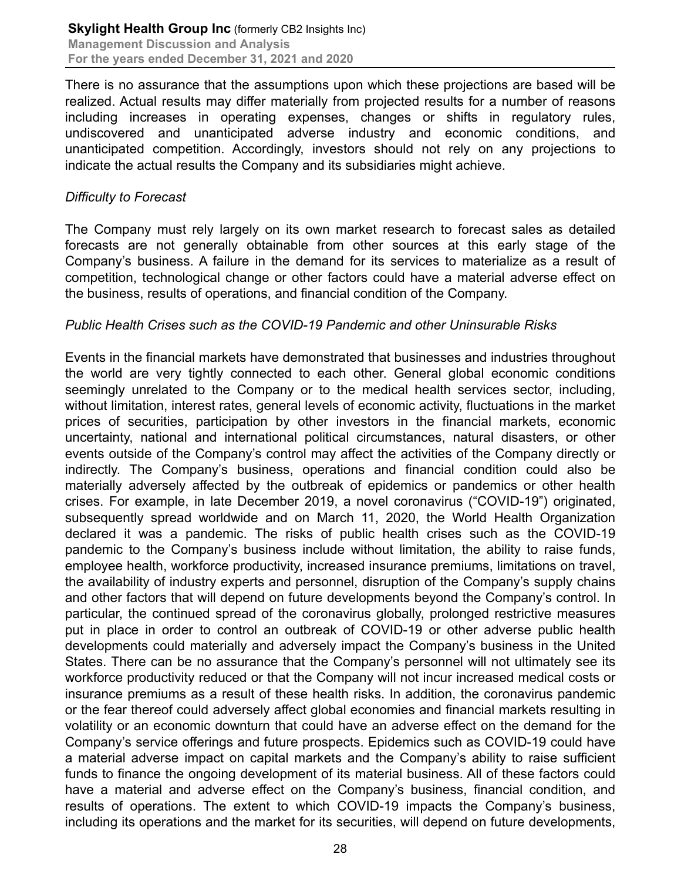There is no assurance that the assumptions upon which these projections are based will be realized. Actual results may differ materially from projected results for a number of reasons including increases in operating expenses, changes or shifts in regulatory rules, undiscovered and unanticipated adverse industry and economic conditions, and unanticipated competition. Accordingly, investors should not rely on any projections to indicate the actual results the Company and its subsidiaries might achieve.

*Difficulty to Forecast*

The Company must rely largely on its own market research to forecast sales as detailed forecasts are not generally obtainable from other sources at this early stage of the Company's business. A failure in the demand for its services to materialize as a result of competition, technological change or other factors could have a material adverse effect on the business, results of operations, and financial condition of the Company.

*Public Health Crises such as the COVID-19 Pandemic and other Uninsurable Risks*

Events in the financial markets have demonstrated that businesses and industries throughout the world are very tightly connected to each other. General global economic conditions seemingly unrelated to the Company or to the medical health services sector, including, without limitation, interest rates, general levels of economic activity, fluctuations in the market prices of securities, participation by other investors in the financial markets, economic uncertainty, national and international political circumstances, natural disasters, or other events outside of the Company's control may affect the activities of the Company directly or indirectly. The Company's business, operations and financial condition could also be materially adversely affected by the outbreak of epidemics or pandemics or other health crises. For example, in late December 2019, a novel coronavirus ("COVID-19") originated, subsequently spread worldwide and on March 11, 2020, the World Health Organization declared it was a pandemic. The risks of public health crises such as the COVID-19 pandemic to the Company's business include without limitation, the ability to raise funds, employee health, workforce productivity, increased insurance premiums, limitations on travel, the availability of industry experts and personnel, disruption of the Company's supply chains and other factors that will depend on future developments beyond the Company's control. In particular, the continued spread of the coronavirus globally, prolonged restrictive measures put in place in order to control an outbreak of COVID-19 or other adverse public health developments could materially and adversely impact the Company's business in the United States. There can be no assurance that the Company's personnel will not ultimately see its workforce productivity reduced or that the Company will not incur increased medical costs or insurance premiums as a result of these health risks. In addition, the coronavirus pandemic or the fear thereof could adversely affect global economies and financial markets resulting in volatility or an economic downturn that could have an adverse effect on the demand for the Company's service offerings and future prospects. Epidemics such as COVID-19 could have a material adverse impact on capital markets and the Company's ability to raise sufficient funds to finance the ongoing development of its material business. All of these factors could have a material and adverse effect on the Company's business, financial condition, and results of operations. The extent to which COVID-19 impacts the Company's business, including its operations and the market for its securities, will depend on future developments,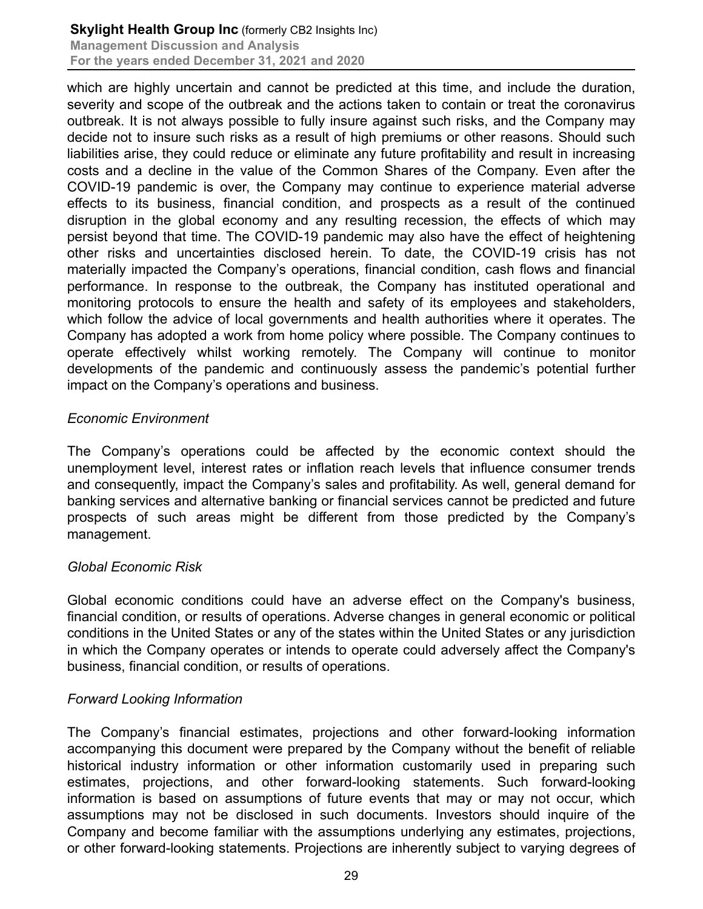which are highly uncertain and cannot be predicted at this time, and include the duration, severity and scope of the outbreak and the actions taken to contain or treat the coronavirus outbreak. It is not always possible to fully insure against such risks, and the Company may decide not to insure such risks as a result of high premiums or other reasons. Should such liabilities arise, they could reduce or eliminate any future profitability and result in increasing costs and a decline in the value of the Common Shares of the Company. Even after the COVID-19 pandemic is over, the Company may continue to experience material adverse effects to its business, financial condition, and prospects as a result of the continued disruption in the global economy and any resulting recession, the effects of which may persist beyond that time. The COVID-19 pandemic may also have the effect of heightening other risks and uncertainties disclosed herein. To date, the COVID-19 crisis has not materially impacted the Company's operations, financial condition, cash flows and financial performance. In response to the outbreak, the Company has instituted operational and monitoring protocols to ensure the health and safety of its employees and stakeholders, which follow the advice of local governments and health authorities where it operates. The Company has adopted a work from home policy where possible. The Company continues to operate effectively whilst working remotely. The Company will continue to monitor developments of the pandemic and continuously assess the pandemic's potential further impact on the Company's operations and business.

*Economic Environment*

The Company's operations could be affected by the economic context should the unemployment level, interest rates or inflation reach levels that influence consumer trends and consequently, impact the Company's sales and profitability. As well, general demand for banking services and alternative banking or financial services cannot be predicted and future prospects of such areas might be different from those predicted by the Company's management.

*Global Economic Risk*

Global economic conditions could have an adverse effect on the Company's business, financial condition, or results of operations. Adverse changes in general economic or political conditions in the United States or any of the states within the United States or any jurisdiction in which the Company operates or intends to operate could adversely affect the Company's business, financial condition, or results of operations.

*Forward Looking Information*

The Company's financial estimates, projections and other forward-looking information accompanying this document were prepared by the Company without the benefit of reliable historical industry information or other information customarily used in preparing such estimates, projections, and other forward-looking statements. Such forward-looking information is based on assumptions of future events that may or may not occur, which assumptions may not be disclosed in such documents. Investors should inquire of the Company and become familiar with the assumptions underlying any estimates, projections, or other forward-looking statements. Projections are inherently subject to varying degrees of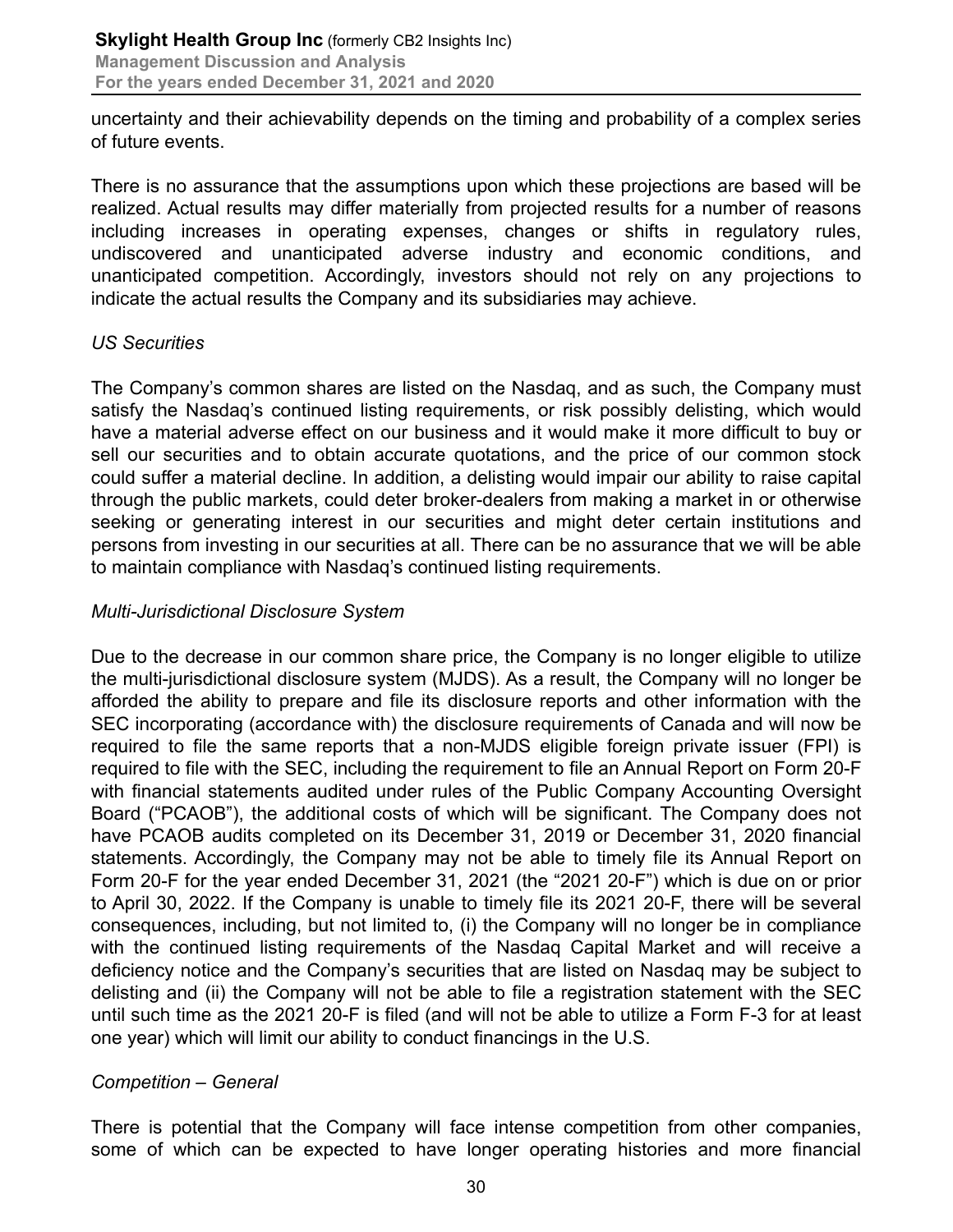uncertainty and their achievability depends on the timing and probability of a complex series of future events.

There is no assurance that the assumptions upon which these projections are based will be realized. Actual results may differ materially from projected results for a number of reasons including increases in operating expenses, changes or shifts in regulatory rules, undiscovered and unanticipated adverse industry and economic conditions, and unanticipated competition. Accordingly, investors should not rely on any projections to indicate the actual results the Company and its subsidiaries may achieve.

*US Securities*

The Company's common shares are listed on the Nasdaq, and as such, the Company must satisfy the Nasdaq's continued listing requirements, or risk possibly delisting, which would have a material adverse effect on our business and it would make it more difficult to buy or sell our securities and to obtain accurate quotations, and the price of our common stock could suffer a material decline. In addition, a delisting would impair our ability to raise capital through the public markets, could deter broker-dealers from making a market in or otherwise seeking or generating interest in our securities and might deter certain institutions and persons from investing in our securities at all. There can be no assurance that we will be able to maintain compliance with Nasdaq's continued listing requirements.

*Multi-Jurisdictional Disclosure System*

Due to the decrease in our common share price, the Company is no longer eligible to utilize the multi-jurisdictional disclosure system (MJDS). As a result, the Company will no longer be afforded the ability to prepare and file its disclosure reports and other information with the SEC incorporating (accordance with) the disclosure requirements of Canada and will now be required to file the same reports that a non-MJDS eligible foreign private issuer (FPI) is required to file with the SEC, including the requirement to file an Annual Report on Form 20-F with financial statements audited under rules of the Public Company Accounting Oversight Board ("PCAOB"), the additional costs of which will be significant. The Company does not have PCAOB audits completed on its December 31, 2019 or December 31, 2020 financial statements. Accordingly, the Company may not be able to timely file its Annual Report on Form 20-F for the year ended December 31, 2021 (the "2021 20-F") which is due on or prior to April 30, 2022. If the Company is unable to timely file its 2021 20-F, there will be several consequences, including, but not limited to, (i) the Company will no longer be in compliance with the continued listing requirements of the Nasdaq Capital Market and will receive a deficiency notice and the Company's securities that are listed on Nasdaq may be subject to delisting and (ii) the Company will not be able to file a registration statement with the SEC until such time as the 2021 20-F is filed (and will not be able to utilize a Form F-3 for at least one year) which will limit our ability to conduct financings in the U.S.

*Competition – General*

There is potential that the Company will face intense competition from other companies, some of which can be expected to have longer operating histories and more financial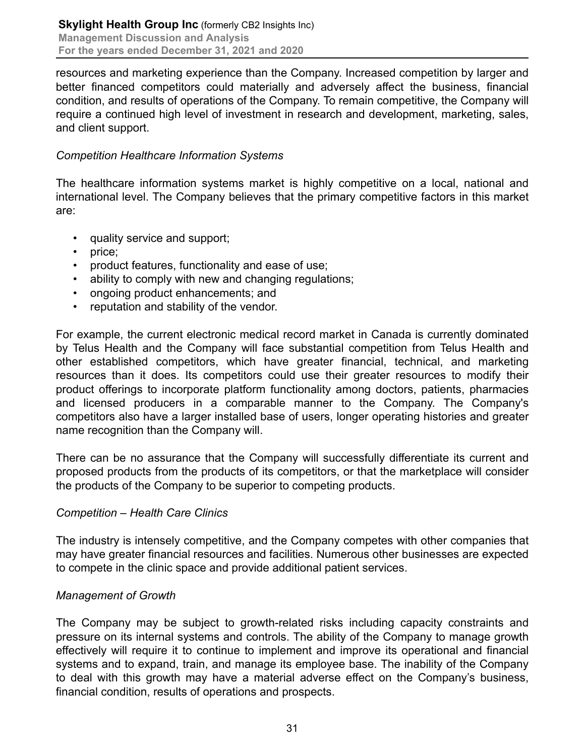resources and marketing experience than the Company. Increased competition by larger and better financed competitors could materially and adversely affect the business, financial condition, and results of operations of the Company. To remain competitive, the Company will require a continued high level of investment in research and development, marketing, sales, and client support.

*Competition Healthcare Information Systems*

The healthcare information systems market is highly competitive on a local, national and international level. The Company believes that the primary competitive factors in this market are:

- quality service and support;
- price;
- product features, functionality and ease of use;
- ability to comply with new and changing regulations;
- ongoing product enhancements; and
- reputation and stability of the vendor.

For example, the current electronic medical record market in Canada is currently dominated by Telus Health and the Company will face substantial competition from Telus Health and other established competitors, which have greater financial, technical, and marketing resources than it does. Its competitors could use their greater resources to modify their product offerings to incorporate platform functionality among doctors, patients, pharmacies and licensed producers in a comparable manner to the Company. The Company's competitors also have a larger installed base of users, longer operating histories and greater name recognition than the Company will.

There can be no assurance that the Company will successfully differentiate its current and proposed products from the products of its competitors, or that the marketplace will consider the products of the Company to be superior to competing products.

*Competition – Health Care Clinics*

The industry is intensely competitive, and the Company competes with other companies that may have greater financial resources and facilities. Numerous other businesses are expected to compete in the clinic space and provide additional patient services.

*Management of Growth*

The Company may be subject to growth-related risks including capacity constraints and pressure on its internal systems and controls. The ability of the Company to manage growth effectively will require it to continue to implement and improve its operational and financial systems and to expand, train, and manage its employee base. The inability of the Company to deal with this growth may have a material adverse effect on the Company's business, financial condition, results of operations and prospects.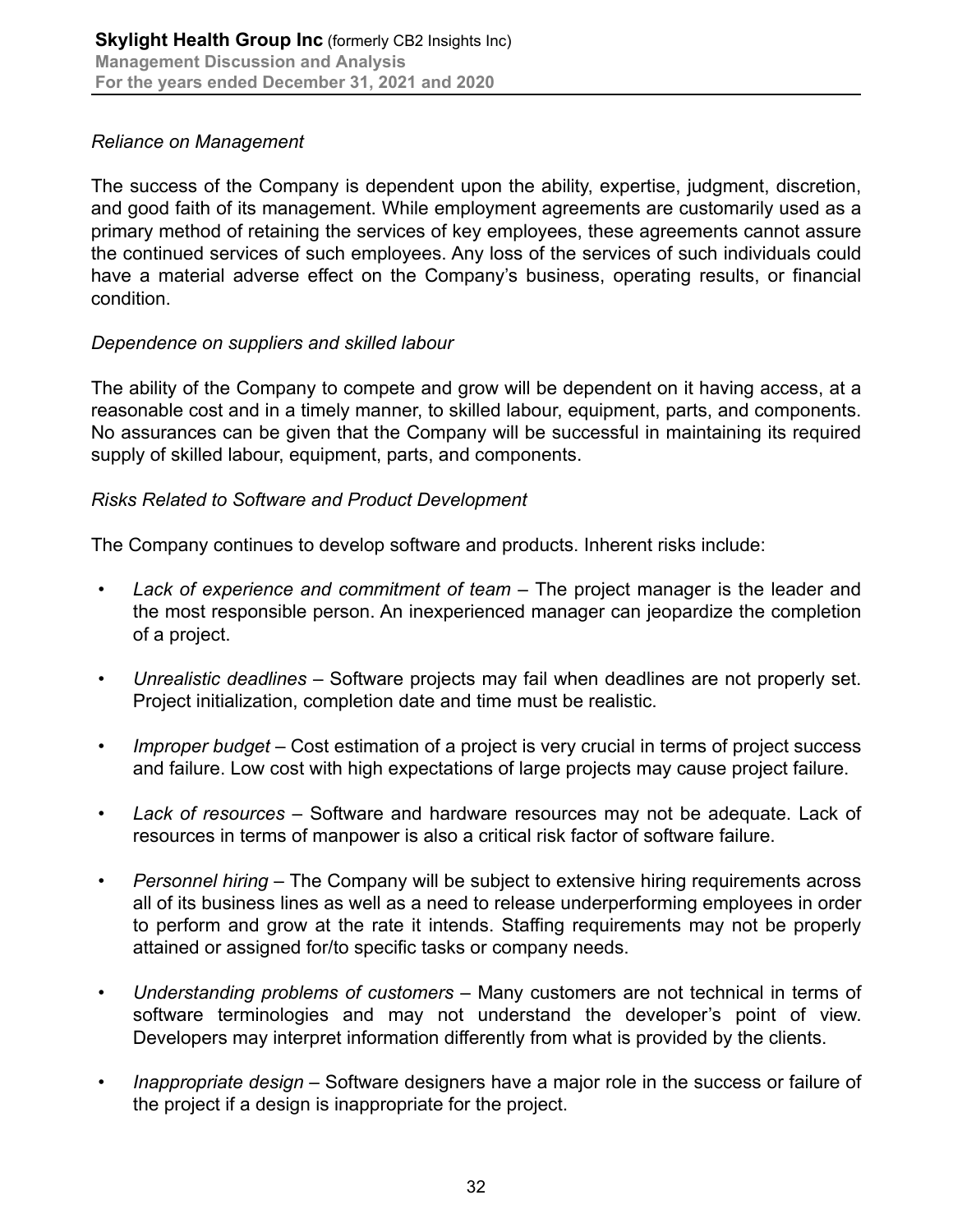*Reliance on Management*

The success of the Company is dependent upon the ability, expertise, judgment, discretion, and good faith of its management. While employment agreements are customarily used as a primary method of retaining the services of key employees, these agreements cannot assure the continued services of such employees. Any loss of the services of such individuals could have a material adverse effect on the Company's business, operating results, or financial condition.

*Dependence on suppliers and skilled labour*

The ability of the Company to compete and grow will be dependent on it having access, at a reasonable cost and in a timely manner, to skilled labour, equipment, parts, and components. No assurances can be given that the Company will be successful in maintaining its required supply of skilled labour, equipment, parts, and components.

*Risks Related to Software and Product Development*

The Company continues to develop software and products. Inherent risks include:

- *Lack of experience and commitment of team* – The project manager is the leader and the most responsible person. An inexperienced manager can jeopardize the completion of a project.
- *Unrealistic deadlines* – Software projects may fail when deadlines are not properly set. Project initialization, completion date and time must be realistic.
- *Improper budget* – Cost estimation of a project is very crucial in terms of project success and failure. Low cost with high expectations of large projects may cause project failure.
- *Lack of resources* – Software and hardware resources may not be adequate. Lack of resources in terms of manpower is also a critical risk factor of software failure.
- *Personnel hiring* – The Company will be subject to extensive hiring requirements across all of its business lines as well as a need to release underperforming employees in order to perform and grow at the rate it intends. Staffing requirements may not be properly attained or assigned for/to specific tasks or company needs.
- *Understanding problems of customers* – Many customers are not technical in terms of software terminologies and may not understand the developer's point of view. Developers may interpret information differently from what is provided by the clients.
- *Inappropriate design* – Software designers have a major role in the success or failure of the project if a design is inappropriate for the project.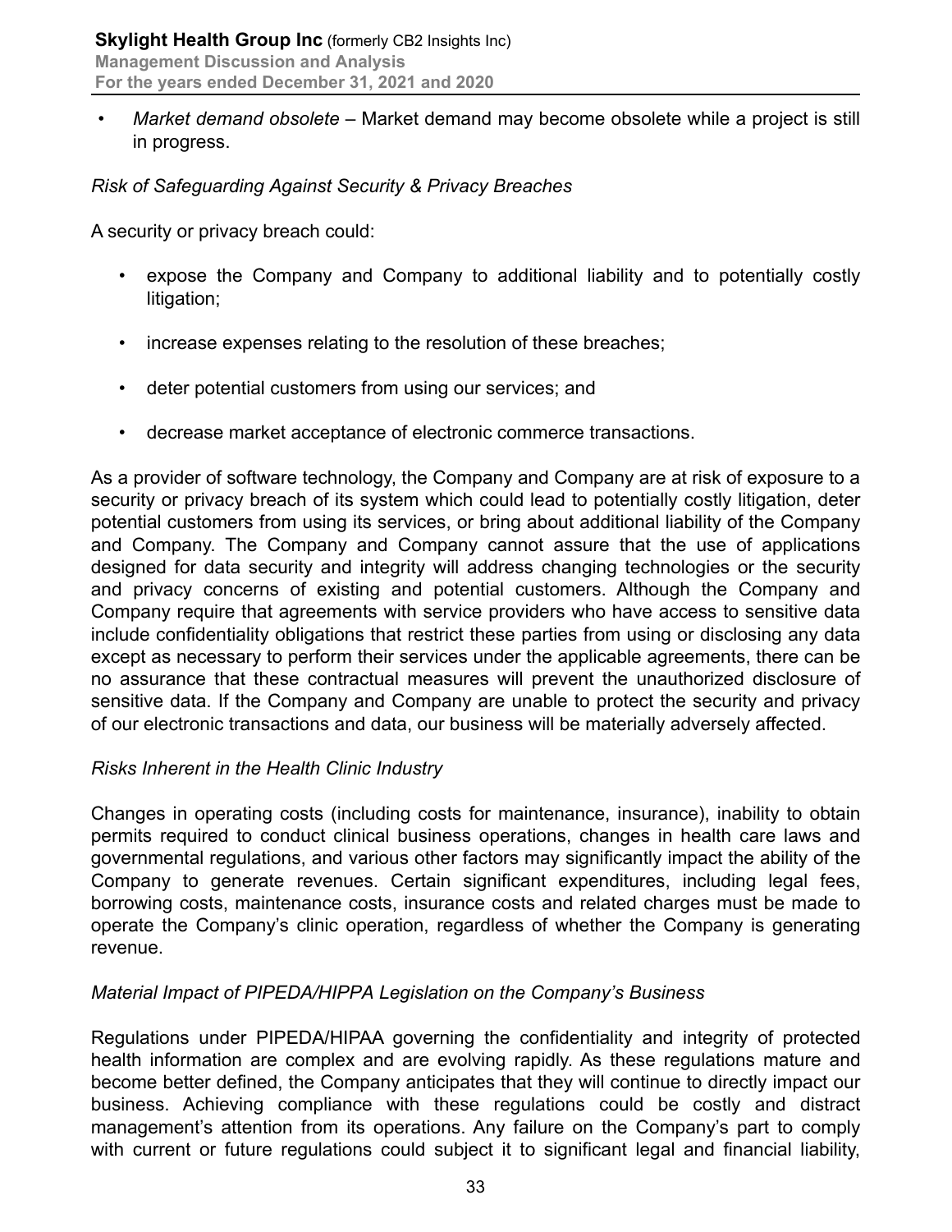- *Market demand obsolete* – Market demand may become obsolete while a project is still in progress.

*Risk of Safeguarding Against Security & Privacy Breaches*

A security or privacy breach could:

- expose the Company and Company to additional liability and to potentially costly litigation;
- increase expenses relating to the resolution of these breaches;
- deter potential customers from using our services; and
- decrease market acceptance of electronic commerce transactions.

As a provider of software technology, the Company and Company are at risk of exposure to a security or privacy breach of its system which could lead to potentially costly litigation, deter potential customers from using its services, or bring about additional liability of the Company and Company. The Company and Company cannot assure that the use of applications designed for data security and integrity will address changing technologies or the security and privacy concerns of existing and potential customers. Although the Company and Company require that agreements with service providers who have access to sensitive data include confidentiality obligations that restrict these parties from using or disclosing any data except as necessary to perform their services under the applicable agreements, there can be no assurance that these contractual measures will prevent the unauthorized disclosure of sensitive data. If the Company and Company are unable to protect the security and privacy of our electronic transactions and data, our business will be materially adversely affected.

*Risks Inherent in the Health Clinic Industry*

Changes in operating costs (including costs for maintenance, insurance), inability to obtain permits required to conduct clinical business operations, changes in health care laws and governmental regulations, and various other factors may significantly impact the ability of the Company to generate revenues. Certain significant expenditures, including legal fees, borrowing costs, maintenance costs, insurance costs and related charges must be made to operate the Company's clinic operation, regardless of whether the Company is generating revenue.

*Material Impact of PIPEDA/HIPPA Legislation on the Company's Business*

Regulations under PIPEDA/HIPAA governing the confidentiality and integrity of protected health information are complex and are evolving rapidly. As these regulations mature and become better defined, the Company anticipates that they will continue to directly impact our business. Achieving compliance with these regulations could be costly and distract management's attention from its operations. Any failure on the Company's part to comply with current or future regulations could subject it to significant legal and financial liability,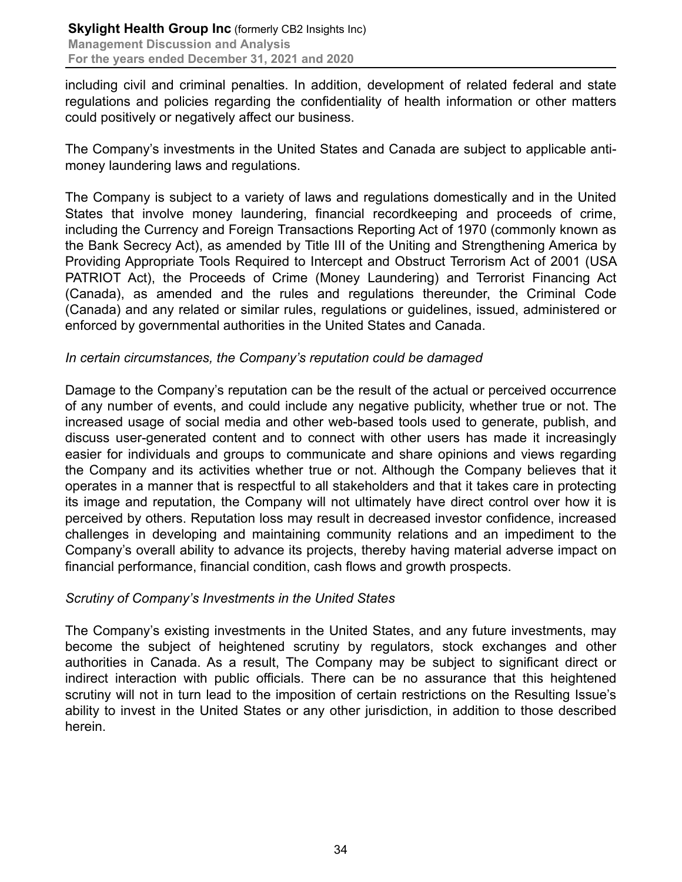including civil and criminal penalties. In addition, development of related federal and state regulations and policies regarding the confidentiality of health information or other matters could positively or negatively affect our business.

The Company's investments in the United States and Canada are subject to applicable anti-money laundering laws and regulations.

The Company is subject to a variety of laws and regulations domestically and in the United States that involve money laundering, financial recordkeeping and proceeds of crime, including the Currency and Foreign Transactions Reporting Act of 1970 (commonly known as the Bank Secrecy Act), as amended by Title III of the Uniting and Strengthening America by Providing Appropriate Tools Required to Intercept and Obstruct Terrorism Act of 2001 (USA PATRIOT Act), the Proceeds of Crime (Money Laundering) and Terrorist Financing Act (Canada), as amended and the rules and regulations thereunder, the Criminal Code (Canada) and any related or similar rules, regulations or guidelines, issued, administered or enforced by governmental authorities in the United States and Canada.

*In certain circumstances, the Company's reputation could be damaged*

Damage to the Company's reputation can be the result of the actual or perceived occurrence of any number of events, and could include any negative publicity, whether true or not. The increased usage of social media and other web-based tools used to generate, publish, and discuss user-generated content and to connect with other users has made it increasingly easier for individuals and groups to communicate and share opinions and views regarding the Company and its activities whether true or not. Although the Company believes that it operates in a manner that is respectful to all stakeholders and that it takes care in protecting its image and reputation, the Company will not ultimately have direct control over how it is perceived by others. Reputation loss may result in decreased investor confidence, increased challenges in developing and maintaining community relations and an impediment to the Company's overall ability to advance its projects, thereby having material adverse impact on financial performance, financial condition, cash flows and growth prospects.

*Scrutiny of Company's Investments in the United States*

The Company's existing investments in the United States, and any future investments, may become the subject of heightened scrutiny by regulators, stock exchanges and other authorities in Canada. As a result, The Company may be subject to significant direct or indirect interaction with public officials. There can be no assurance that this heightened scrutiny will not in turn lead to the imposition of certain restrictions on the Resulting Issue's ability to invest in the United States or any other jurisdiction, in addition to those described herein.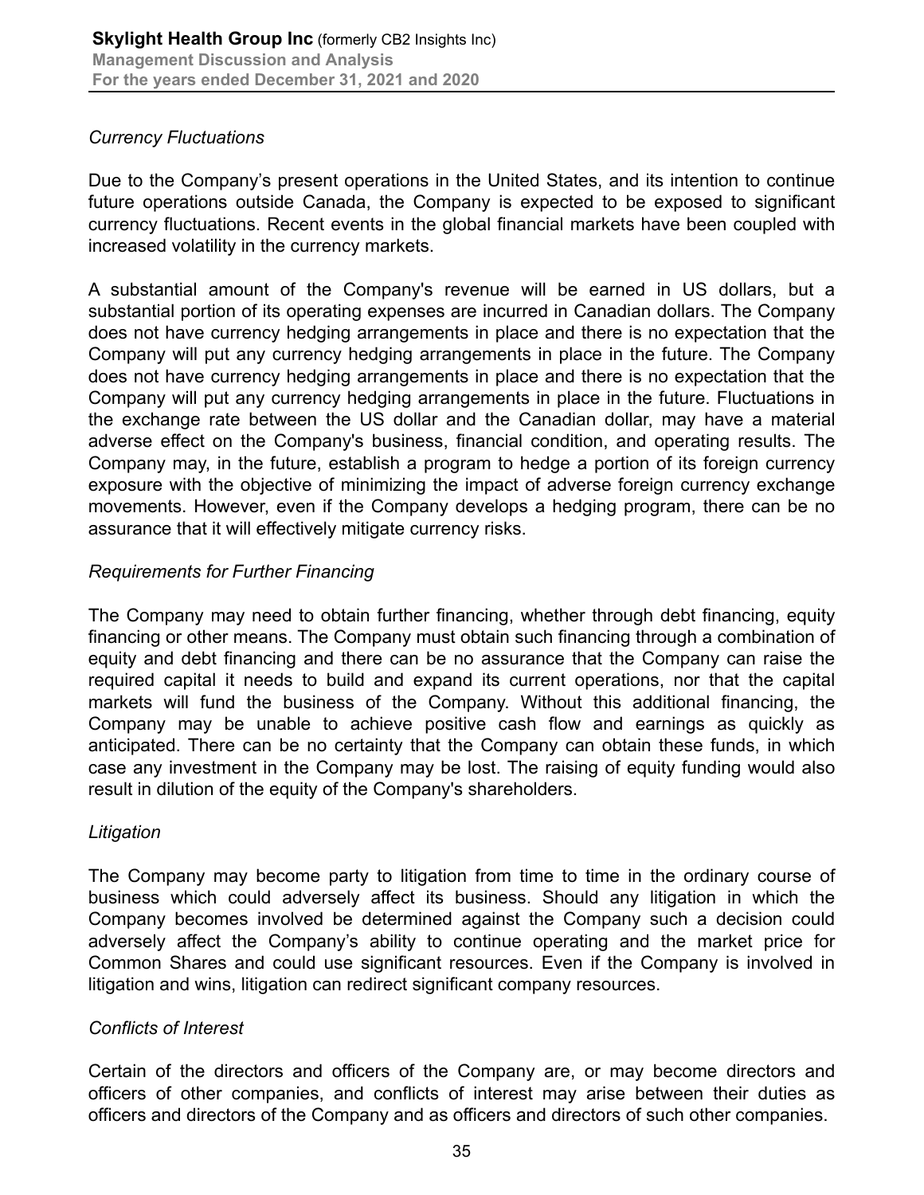*Currency Fluctuations*

Due to the Company's present operations in the United States, and its intention to continue future operations outside Canada, the Company is expected to be exposed to significant currency fluctuations. Recent events in the global financial markets have been coupled with increased volatility in the currency markets.

A substantial amount of the Company's revenue will be earned in US dollars, but a substantial portion of its operating expenses are incurred in Canadian dollars. The Company does not have currency hedging arrangements in place and there is no expectation that the Company will put any currency hedging arrangements in place in the future. The Company does not have currency hedging arrangements in place and there is no expectation that the Company will put any currency hedging arrangements in place in the future. Fluctuations in the exchange rate between the US dollar and the Canadian dollar, may have a material adverse effect on the Company's business, financial condition, and operating results. The Company may, in the future, establish a program to hedge a portion of its foreign currency exposure with the objective of minimizing the impact of adverse foreign currency exchange movements. However, even if the Company develops a hedging program, there can be no assurance that it will effectively mitigate currency risks.

*Requirements for Further Financing*

The Company may need to obtain further financing, whether through debt financing, equity financing or other means. The Company must obtain such financing through a combination of equity and debt financing and there can be no assurance that the Company can raise the required capital it needs to build and expand its current operations, nor that the capital markets will fund the business of the Company. Without this additional financing, the Company may be unable to achieve positive cash flow and earnings as quickly as anticipated. There can be no certainty that the Company can obtain these funds, in which case any investment in the Company may be lost. The raising of equity funding would also result in dilution of the equity of the Company's shareholders.

*Litigation*

The Company may become party to litigation from time to time in the ordinary course of business which could adversely affect its business. Should any litigation in which the Company becomes involved be determined against the Company such a decision could adversely affect the Company's ability to continue operating and the market price for Common Shares and could use significant resources. Even if the Company is involved in litigation and wins, litigation can redirect significant company resources.

*Conflicts of Interest*

Certain of the directors and officers of the Company are, or may become directors and officers of other companies, and conflicts of interest may arise between their duties as officers and directors of the Company and as officers and directors of such other companies.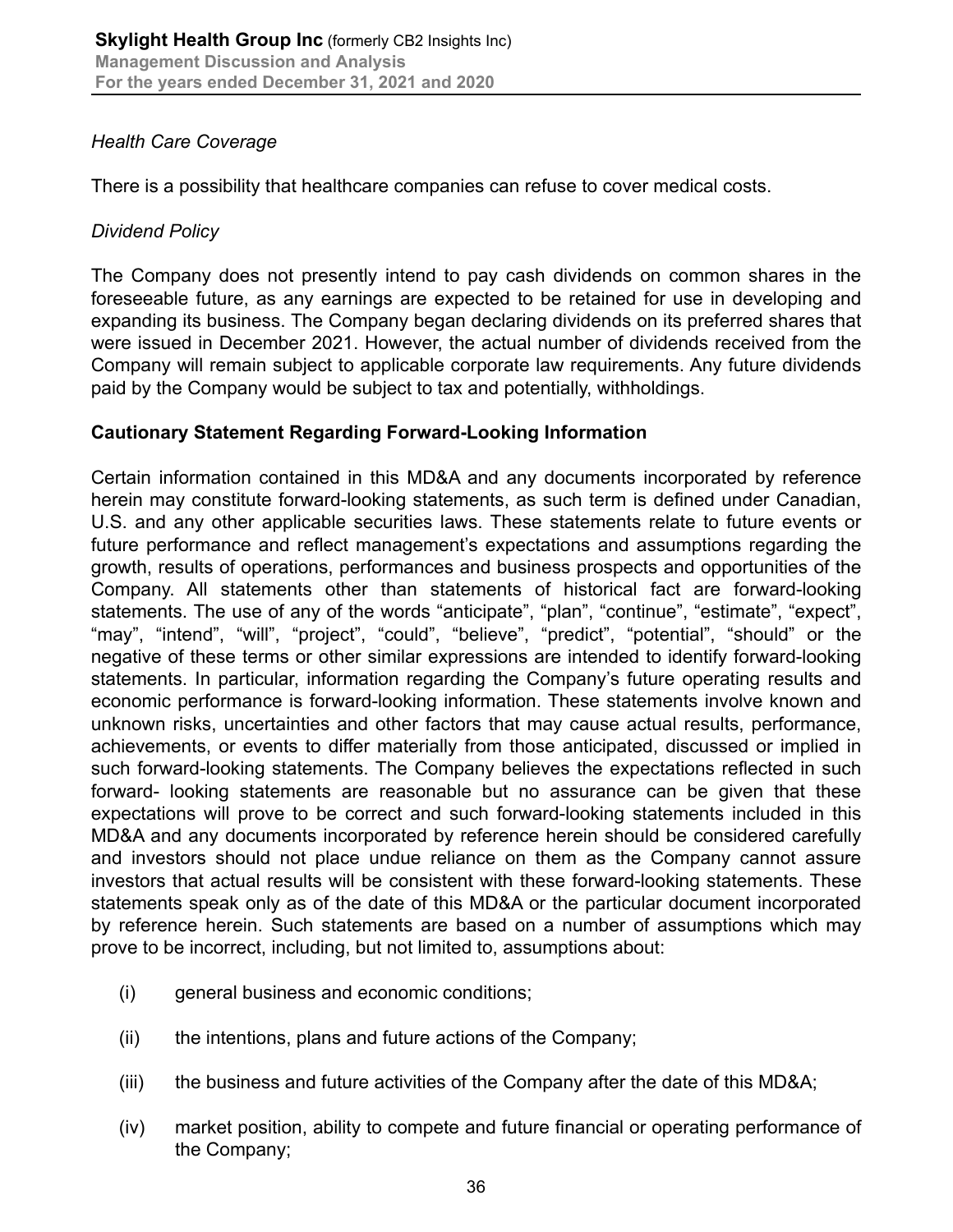*Health Care Coverage*

There is a possibility that healthcare companies can refuse to cover medical costs.

*Dividend Policy*

The Company does not presently intend to pay cash dividends on common shares in the foreseeable future, as any earnings are expected to be retained for use in developing and expanding its business. The Company began declaring dividends on its preferred shares that were issued in December 2021. However, the actual number of dividends received from the Company will remain subject to applicable corporate law requirements. Any future dividends paid by the Company would be subject to tax and potentially, withholdings.

**Cautionary Statement Regarding Forward-Looking Information**

Certain information contained in this MD&A and any documents incorporated by reference herein may constitute forward-looking statements, as such term is defined under Canadian, U.S. and any other applicable securities laws. These statements relate to future events or future performance and reflect management's expectations and assumptions regarding the growth, results of operations, performances and business prospects and opportunities of the Company. All statements other than statements of historical fact are forward-looking statements. The use of any of the words "anticipate", "plan", "continue", "estimate", "expect", "may", "intend", "will", "project", "could", "believe", "predict", "potential", "should" or the negative of these terms or other similar expressions are intended to identify forward-looking statements. In particular, information regarding the Company's future operating results and economic performance is forward-looking information. These statements involve known and unknown risks, uncertainties and other factors that may cause actual results, performance, achievements, or events to differ materially from those anticipated, discussed or implied in such forward-looking statements. The Company believes the expectations reflected in such forward- looking statements are reasonable but no assurance can be given that these expectations will prove to be correct and such forward-looking statements included in this MD&A and any documents incorporated by reference herein should be considered carefully and investors should not place undue reliance on them as the Company cannot assure investors that actual results will be consistent with these forward-looking statements. These statements speak only as of the date of this MD&A or the particular document incorporated by reference herein. Such statements are based on a number of assumptions which may prove to be incorrect, including, but not limited to, assumptions about:

(i) general business and economic conditions;

(ii) the intentions, plans and future actions of the Company;

(iii) the business and future activities of the Company after the date of this MD&A;

(iv) market position, ability to compete and future financial or operating performance of the Company;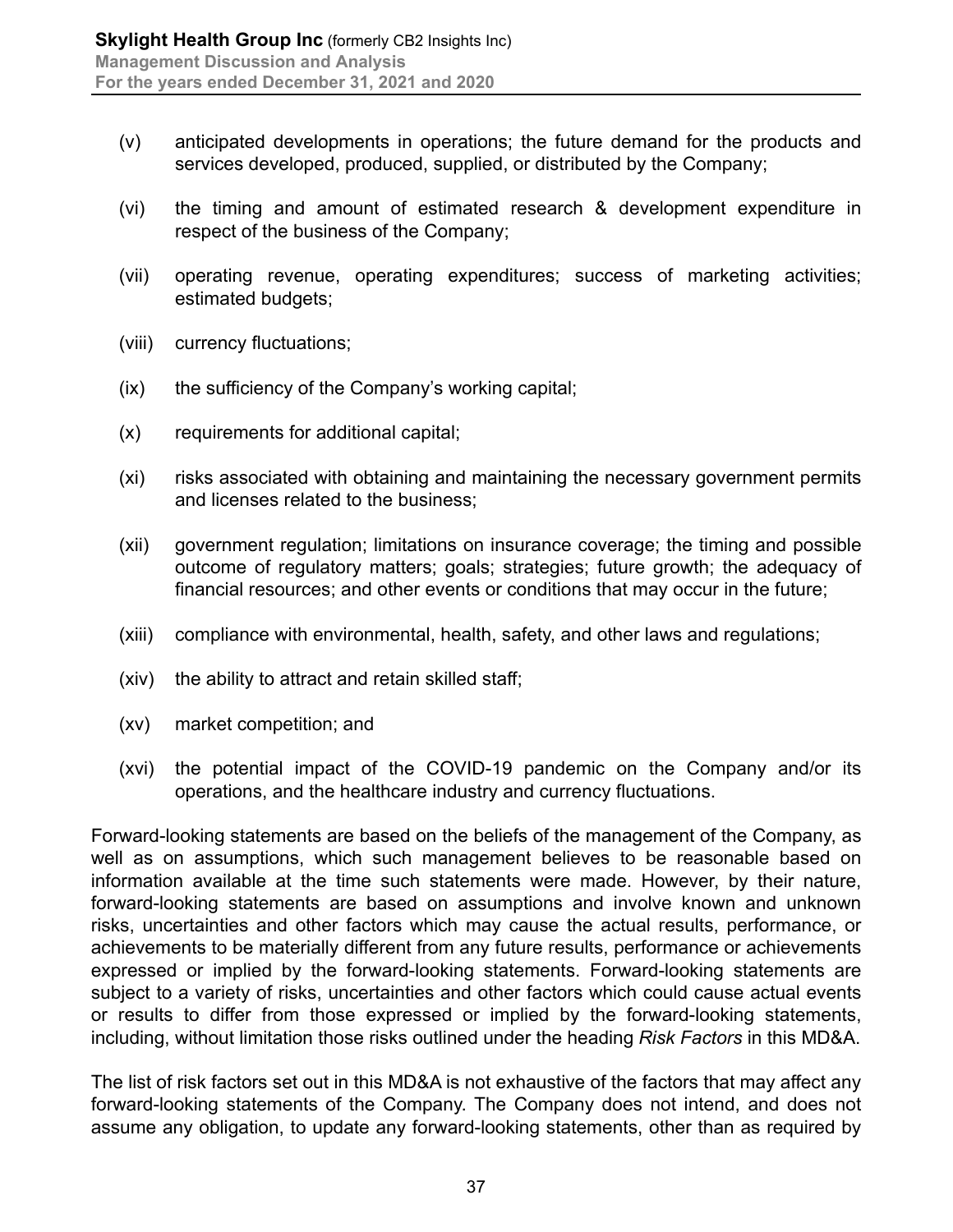(v) anticipated developments in operations; the future demand for the products and services developed, produced, supplied, or distributed by the Company;

(vi) the timing and amount of estimated research & development expenditure in respect of the business of the Company;

(vii) operating revenue, operating expenditures; success of marketing activities; estimated budgets;

(viii) currency fluctuations;

(ix) the sufficiency of the Company's working capital;

(x) requirements for additional capital;

(xi) risks associated with obtaining and maintaining the necessary government permits and licenses related to the business;

(xii) government regulation; limitations on insurance coverage; the timing and possible outcome of regulatory matters; goals; strategies; future growth; the adequacy of financial resources; and other events or conditions that may occur in the future;

(xiii) compliance with environmental, health, safety, and other laws and regulations;

(xiv) the ability to attract and retain skilled staff;

(xv) market competition; and

(xvi) the potential impact of the COVID-19 pandemic on the Company and/or its operations, and the healthcare industry and currency fluctuations.

Forward-looking statements are based on the beliefs of the management of the Company, as well as on assumptions, which such management believes to be reasonable based on information available at the time such statements were made. However, by their nature, forward-looking statements are based on assumptions and involve known and unknown risks, uncertainties and other factors which may cause the actual results, performance, or achievements to be materially different from any future results, performance or achievements expressed or implied by the forward-looking statements. Forward-looking statements are subject to a variety of risks, uncertainties and other factors which could cause actual events or results to differ from those expressed or implied by the forward-looking statements, including, without limitation those risks outlined under the heading *Risk Factors* in this MD&A.

The list of risk factors set out in this MD&A is not exhaustive of the factors that may affect any forward-looking statements of the Company. The Company does not intend, and does not assume any obligation, to update any forward-looking statements, other than as required by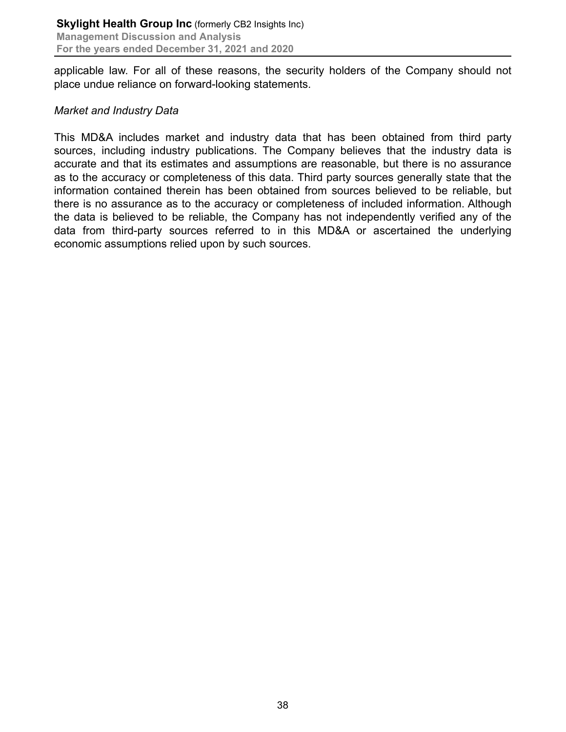applicable law. For all of these reasons, the security holders of the Company should not place undue reliance on forward-looking statements.

*Market and Industry Data*

This MD&A includes market and industry data that has been obtained from third party sources, including industry publications. The Company believes that the industry data is accurate and that its estimates and assumptions are reasonable, but there is no assurance as to the accuracy or completeness of this data. Third party sources generally state that the information contained therein has been obtained from sources believed to be reliable, but there is no assurance as to the accuracy or completeness of included information. Although the data is believed to be reliable, the Company has not independently verified any of the data from third-party sources referred to in this MD&A or ascertained the underlying economic assumptions relied upon by such sources.